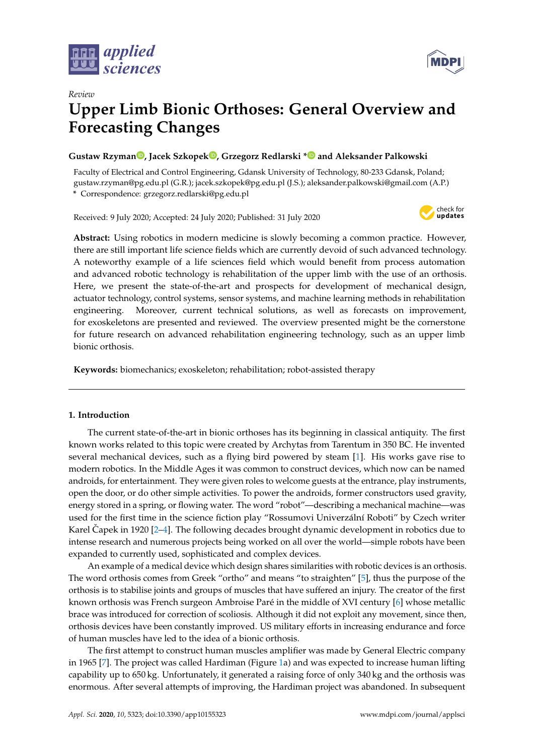*Review*

# Upper Limb Bionic Orthoses: General Overview and Forecasting Changes

**Gustaw Rzyman, Jacek Szkopek, Grzegorz Redlarski * and Aleksander Palkowski**

Faculty of Electrical and Control Engineering, Gdansk University of Technology, 80-233 Gdansk, Poland; gustaw.rzyman@pg.edu.pl (G.R.); jacek.szkopek@pg.edu.pl (J.S.); aleksander.palkowski@gmail.com (A.P.)
\* Correspondence: grzegorz.redlarski@pg.edu.pl

Received: 9 July 2020; Accepted: 24 July 2020; Published: 31 July 2020

**Abstract:** Using robotics in modern medicine is slowly becoming a common practice. However, there are still important life science fields which are currently devoid of such advanced technology. A noteworthy example of a life sciences field which would benefit from process automation and advanced robotic technology is rehabilitation of the upper limb with the use of an orthosis. Here, we present the state-of-the-art and prospects for development of mechanical design, actuator technology, control systems, sensor systems, and machine learning methods in rehabilitation engineering. Moreover, current technical solutions, as well as forecasts on improvement, for exoskeletons are presented and reviewed. The overview presented might be the cornerstone for future research on advanced rehabilitation engineering technology, such as an upper limb bionic orthosis.

**Keywords:** biomechanics; exoskeleton; rehabilitation; robot-assisted therapy

## 1. Introduction

The current state-of-the-art in bionic orthoses has its beginning in classical antiquity. The first known works related to this topic were created by Archytas from Tarentum in 350 BC. He invented several mechanical devices, such as a flying bird powered by steam [1]. His works gave rise to modern robotics. In the Middle Ages it was common to construct devices, which now can be named androids, for entertainment. They were given roles to welcome guests at the entrance, play instruments, open the door, or do other simple activities. To power the androids, former constructors used gravity, energy stored in a spring, or flowing water. The word "robot"—describing a mechanical machine—was used for the first time in the science fiction play "Rossumovi Univerzální Roboti" by Czech writer Karel Čapek in 1920 [2–4]. The following decades brought dynamic development in robotics due to intense research and numerous projects being worked on all over the world—simple robots have been expanded to currently used, sophisticated and complex devices.

An example of a medical device which design shares similarities with robotic devices is an orthosis. The word orthosis comes from Greek "ortho" and means "to straighten" [5], thus the purpose of the orthosis is to stabilise joints and groups of muscles that have suffered an injury. The creator of the first known orthosis was French surgeon Ambroise Paré in the middle of XVI century [6] whose metallic brace was introduced for correction of scoliosis. Although it did not exploit any movement, since then, orthosis devices have been constantly improved. US military efforts in increasing endurance and force of human muscles have led to the idea of a bionic orthosis.

The first attempt to construct human muscles amplifier was made by General Electric company in 1965 [7]. The project was called Hardiman (Figure 1a) and was expected to increase human lifting capability up to 650 kg. Unfortunately, it generated a raising force of only 340 kg and the orthosis was enormous. After several attempts of improving, the Hardiman project was abandoned. In subsequent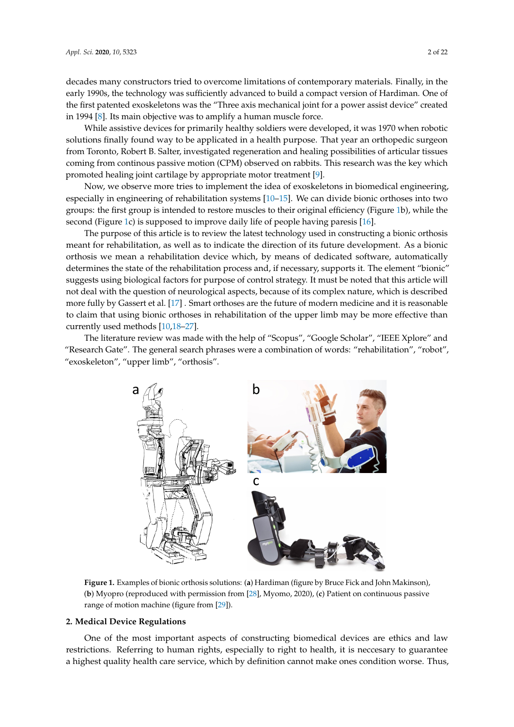decades many constructors tried to overcome limitations of contemporary materials. Finally, in the early 1990s, the technology was sufficiently advanced to build a compact version of Hardiman. One of the first patented exoskeletons was the "Three axis mechanical joint for a power assist device" created in 1994 [8]. Its main objective was to amplify a human muscle force.

While assistive devices for primarily healthy soldiers were developed, it was 1970 when robotic solutions finally found way to be applicated in a health purpose. That year an orthopedic surgeon from Toronto, Robert B. Salter, investigated regeneration and healing possibilities of articular tissues coming from continous passive motion (CPM) observed on rabbits. This research was the key which promoted healing joint cartilage by appropriate motor treatment [9].

Now, we observe more tries to implement the idea of exoskeletons in biomedical engineering, especially in engineering of rehabilitation systems [10–15]. We can divide bionic orthoses into two groups: the first group is intended to restore muscles to their original efficiency (Figure 1b), while the second (Figure 1c) is supposed to improve daily life of people having paresis [16].

The purpose of this article is to review the latest technology used in constructing a bionic orthosis meant for rehabilitation, as well as to indicate the direction of its future development. As a bionic orthosis we mean a rehabilitation device which, by means of dedicated software, automatically determines the state of the rehabilitation process and, if necessary, supports it. The element "bionic" suggests using biological factors for purpose of control strategy. It must be noted that this article will not deal with the question of neurological aspects, because of its complex nature, which is described more fully by Gassert et al. [17] . Smart orthoses are the future of modern medicine and it is reasonable to claim that using bionic orthoses in rehabilitation of the upper limb may be more effective than currently used methods [10,18–27].

The literature review was made with the help of "Scopus", "Google Scholar", "IEEE Xplore" and "Research Gate". The general search phrases were a combination of words: "rehabilitation", "robot", "exoskeleton", "upper limb", "orthosis".

**Figure 1.** Examples of bionic orthosis solutions: (**a**) Hardiman (figure by Bruce Fick and John Makinson), (**b**) Myopro (reproduced with permission from [28], Myomo, 2020), (**c**) Patient on continuous passive range of motion machine (figure from [29]).

## 2. Medical Device Regulations

One of the most important aspects of constructing biomedical devices are ethics and law restrictions. Referring to human rights, especially to right to health, it is neccesary to guarantee a highest quality health care service, which by definition cannot make ones condition worse. Thus,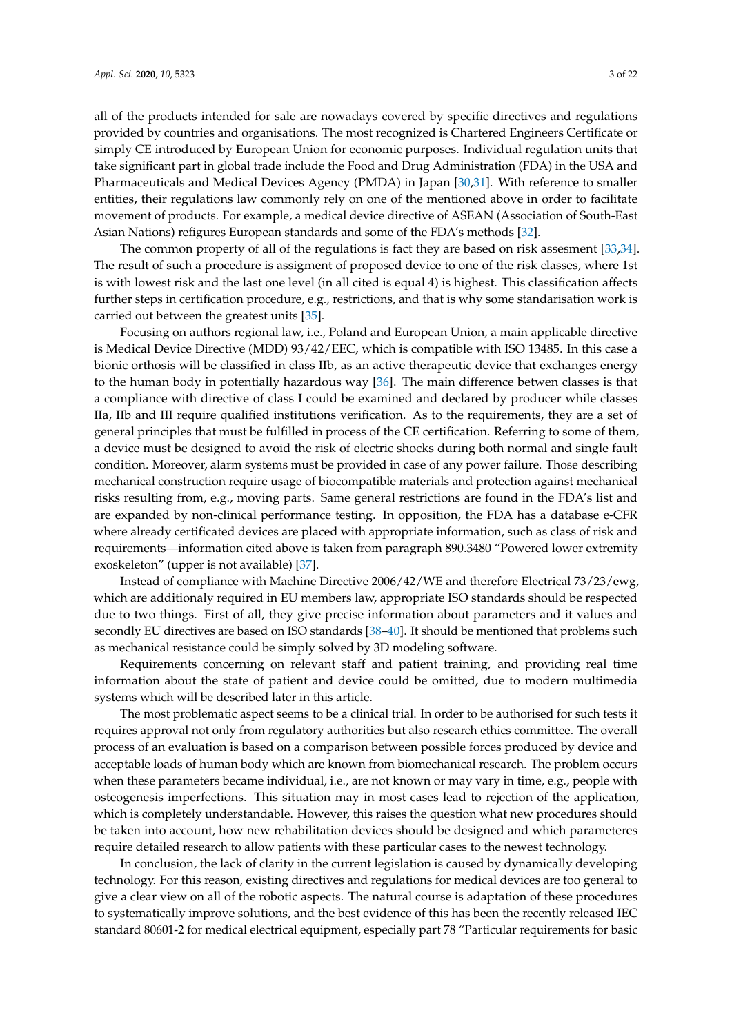all of the products intended for sale are nowadays covered by specific directives and regulations provided by countries and organisations. The most recognized is Chartered Engineers Certificate or simply CE introduced by European Union for economic purposes. Individual regulation units that take significant part in global trade include the Food and Drug Administration (FDA) in the USA and Pharmaceuticals and Medical Devices Agency (PMDA) in Japan [30,31]. With reference to smaller entities, their regulations law commonly rely on one of the mentioned above in order to facilitate movement of products. For example, a medical device directive of ASEAN (Association of South-East Asian Nations) refigures European standards and some of the FDA's methods [32].

The common property of all of the regulations is fact they are based on risk assesment [33,34]. The result of such a procedure is assigment of proposed device to one of the risk classes, where 1st is with lowest risk and the last one level (in all cited is equal 4) is highest. This classification affects further steps in certification procedure, e.g., restrictions, and that is why some standarisation work is carried out between the greatest units [35].

Focusing on authors regional law, i.e., Poland and European Union, a main applicable directive is Medical Device Directive (MDD) 93/42/EEC, which is compatible with ISO 13485. In this case a bionic orthosis will be classified in class IIb, as an active therapeutic device that exchanges energy to the human body in potentially hazardous way [36]. The main difference betwen classes is that a compliance with directive of class I could be examined and declared by producer while classes IIa, IIb and III require qualified institutions verification. As to the requirements, they are a set of general principles that must be fulfilled in process of the CE certification. Referring to some of them, a device must be designed to avoid the risk of electric shocks during both normal and single fault condition. Moreover, alarm systems must be provided in case of any power failure. Those describing mechanical construction require usage of biocompatible materials and protection against mechanical risks resulting from, e.g., moving parts. Same general restrictions are found in the FDA's list and are expanded by non-clinical performance testing. In opposition, the FDA has a database e-CFR where already certificated devices are placed with appropriate information, such as class of risk and requirements—information cited above is taken from paragraph 890.3480 "Powered lower extremity exoskeleton" (upper is not available) [37].

Instead of compliance with Machine Directive 2006/42/WE and therefore Electrical 73/23/ewg, which are additionaly required in EU members law, appropriate ISO standards should be respected due to two things. First of all, they give precise information about parameters and it values and secondly EU directives are based on ISO standards [38–40]. It should be mentioned that problems such as mechanical resistance could be simply solved by 3D modeling software.

Requirements concerning on relevant staff and patient training, and providing real time information about the state of patient and device could be omitted, due to modern multimedia systems which will be described later in this article.

The most problematic aspect seems to be a clinical trial. In order to be authorised for such tests it requires approval not only from regulatory authorities but also research ethics committee. The overall process of an evaluation is based on a comparison between possible forces produced by device and acceptable loads of human body which are known from biomechanical research. The problem occurs when these parameters became individual, i.e., are not known or may vary in time, e.g., people with osteogenesis imperfections. This situation may in most cases lead to rejection of the application, which is completely understandable. However, this raises the question what new procedures should be taken into account, how new rehabilitation devices should be designed and which parameteres require detailed research to allow patients with these particular cases to the newest technology.

In conclusion, the lack of clarity in the current legislation is caused by dynamically developing technology. For this reason, existing directives and regulations for medical devices are too general to give a clear view on all of the robotic aspects. The natural course is adaptation of these procedures to systematically improve solutions, and the best evidence of this has been the recently released IEC standard 80601-2 for medical electrical equipment, especially part 78 "Particular requirements for basic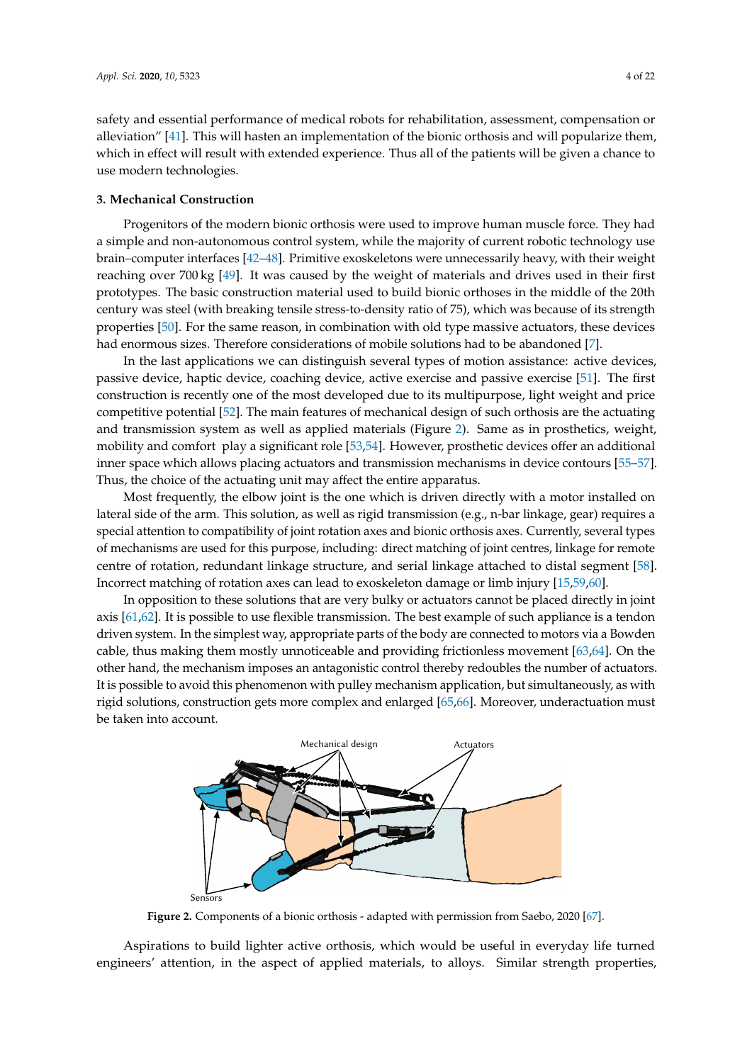safety and essential performance of medical robots for rehabilitation, assessment, compensation or alleviation" [41]. This will hasten an implementation of the bionic orthosis and will popularize them, which in effect will result with extended experience. Thus all of the patients will be given a chance to use modern technologies.

## 3. Mechanical Construction

Progenitors of the modern bionic orthosis were used to improve human muscle force. They had a simple and non-autonomous control system, while the majority of current robotic technology use brain–computer interfaces [42–48]. Primitive exoskeletons were unnecessarily heavy, with their weight reaching over 700 kg [49]. It was caused by the weight of materials and drives used in their first prototypes. The basic construction material used to build bionic orthoses in the middle of the 20th century was steel (with breaking tensile stress-to-density ratio of 75), which was because of its strength properties [50]. For the same reason, in combination with old type massive actuators, these devices had enormous sizes. Therefore considerations of mobile solutions had to be abandoned [7].

In the last applications we can distinguish several types of motion assistance: active devices, passive device, haptic device, coaching device, active exercise and passive exercise [51]. The first construction is recently one of the most developed due to its multipurpose, light weight and price competitive potential [52]. The main features of mechanical design of such orthosis are the actuating and transmission system as well as applied materials (Figure 2). Same as in prosthetics, weight, mobility and comfort play a significant role [53,54]. However, prosthetic devices offer an additional inner space which allows placing actuators and transmission mechanisms in device contours [55–57]. Thus, the choice of the actuating unit may affect the entire apparatus.

Most frequently, the elbow joint is the one which is driven directly with a motor installed on lateral side of the arm. This solution, as well as rigid transmission (e.g., n-bar linkage, gear) requires a special attention to compatibility of joint rotation axes and bionic orthosis axes. Currently, several types of mechanisms are used for this purpose, including: direct matching of joint centres, linkage for remote centre of rotation, redundant linkage structure, and serial linkage attached to distal segment [58]. Incorrect matching of rotation axes can lead to exoskeleton damage or limb injury [15,59,60].

In opposition to these solutions that are very bulky or actuators cannot be placed directly in joint axis [61,62]. It is possible to use flexible transmission. The best example of such appliance is a tendon driven system. In the simplest way, appropriate parts of the body are connected to motors via a Bowden cable, thus making them mostly unnoticeable and providing frictionless movement [63,64]. On the other hand, the mechanism imposes an antagonistic control thereby redoubles the number of actuators. It is possible to avoid this phenomenon with pulley mechanism application, but simultaneously, as with rigid solutions, construction gets more complex and enlarged [65,66]. Moreover, underactuation must be taken into account.

**Figure 2.** Components of a bionic orthosis - adapted with permission from Saebo, 2020 [67].

Aspirations to build lighter active orthosis, which would be useful in everyday life turned engineers' attention, in the aspect of applied materials, to alloys. Similar strength properties,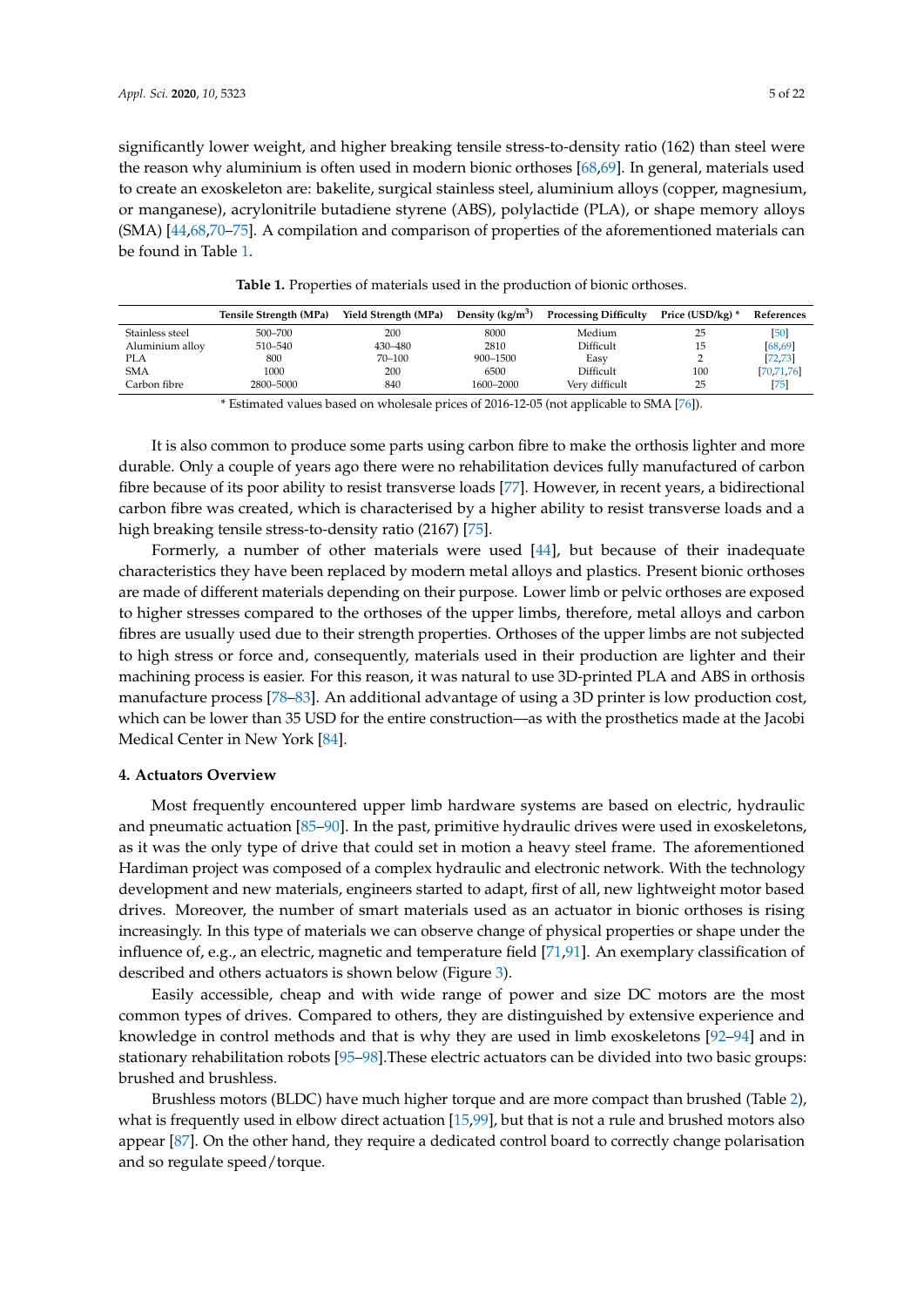significantly lower weight, and higher breaking tensile stress-to-density ratio (162) than steel were the reason why aluminium is often used in modern bionic orthoses [68,69]. In general, materials used to create an exoskeleton are: bakelite, surgical stainless steel, aluminium alloys (copper, magnesium, or manganese), acrylonitrile butadiene styrene (ABS), polylactide (PLA), or shape memory alloys (SMA) [44,68,70–75]. A compilation and comparison of properties of the aforementioned materials can be found in Table 1.

**Table 1.** Properties of materials used in the production of bionic orthoses.

| | Tensile Strength (MPa) | Yield Strength (MPa) | Density (kg/m$^3$) | Processing Difficulty | Price (USD/kg) * | References |
|---|---|---|---|---|---|---|
| Stainless steel | 500–700 | 200 | 8000 | Medium | 25 | [50] |
| Aluminium alloy | 510–540 | 430–480 | 2810 | Difficult | 15 | [68,69] |
| PLA | 800 | 70–100 | 900–1500 | Easy | 2 | [72,73] |
| SMA | 1000 | 200 | 6500 | Difficult | 100 | [70,71,76] |
| Carbon fibre | 2800–5000 | 840 | 1600–2000 | Very difficult | 25 | [75] |

* Estimated values based on wholesale prices of 2016-12-05 (not applicable to SMA [76]).

It is also common to produce some parts using carbon fibre to make the orthosis lighter and more durable. Only a couple of years ago there were no rehabilitation devices fully manufactured of carbon fibre because of its poor ability to resist transverse loads [77]. However, in recent years, a bidirectional carbon fibre was created, which is characterised by a higher ability to resist transverse loads and a high breaking tensile stress-to-density ratio (2167) [75].

Formerly, a number of other materials were used [44], but because of their inadequate characteristics they have been replaced by modern metal alloys and plastics. Present bionic orthoses are made of different materials depending on their purpose. Lower limb or pelvic orthoses are exposed to higher stresses compared to the orthoses of the upper limbs, therefore, metal alloys and carbon fibres are usually used due to their strength properties. Orthoses of the upper limbs are not subjected to high stress or force and, consequently, materials used in their production are lighter and their machining process is easier. For this reason, it was natural to use 3D-printed PLA and ABS in orthosis manufacture process [78–83]. An additional advantage of using a 3D printer is low production cost, which can be lower than 35 USD for the entire construction—as with the prosthetics made at the Jacobi Medical Center in New York [84].

#### 4. Actuators Overview

Most frequently encountered upper limb hardware systems are based on electric, hydraulic and pneumatic actuation [85–90]. In the past, primitive hydraulic drives were used in exoskeletons, as it was the only type of drive that could set in motion a heavy steel frame. The aforementioned Hardiman project was composed of a complex hydraulic and electronic network. With the technology development and new materials, engineers started to adapt, first of all, new lightweight motor based drives. Moreover, the number of smart materials used as an actuator in bionic orthoses is rising increasingly. In this type of materials we can observe change of physical properties or shape under the influence of, e.g., an electric, magnetic and temperature field [71,91]. An exemplary classification of described and others actuators is shown below (Figure 3).

Easily accessible, cheap and with wide range of power and size DC motors are the most common types of drives. Compared to others, they are distinguished by extensive experience and knowledge in control methods and that is why they are used in limb exoskeletons [92–94] and in stationary rehabilitation robots [95–98].These electric actuators can be divided into two basic groups: brushed and brushless.

Brushless motors (BLDC) have much higher torque and are more compact than brushed (Table 2), what is frequently used in elbow direct actuation [15,99], but that is not a rule and brushed motors also appear [87]. On the other hand, they require a dedicated control board to correctly change polarisation and so regulate speed/torque.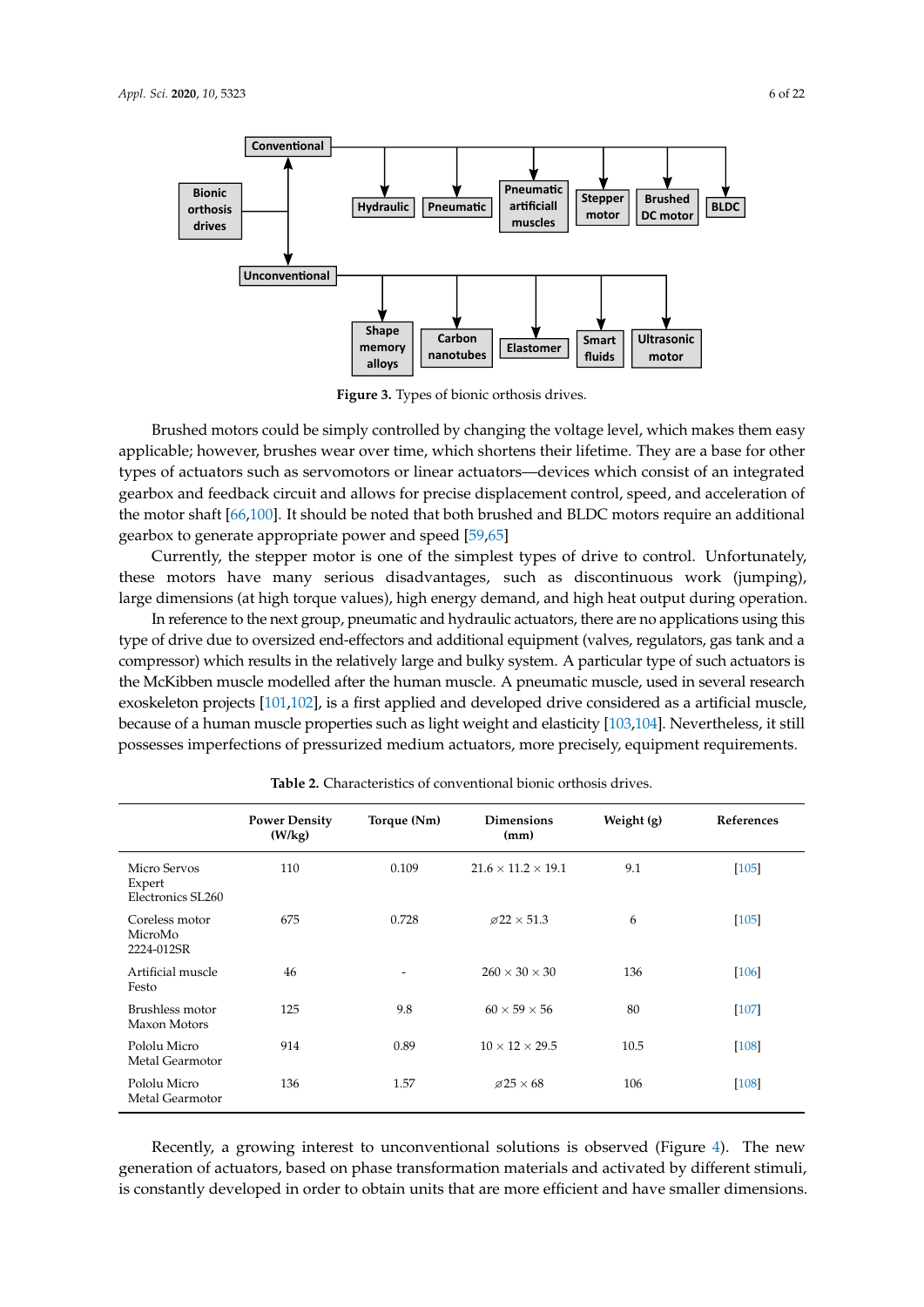Figure 3. Types of bionic orthosis drives.

Brushed motors could be simply controlled by changing the voltage level, which makes them easy applicable; however, brushes wear over time, which shortens their lifetime. They are a base for other types of actuators such as servomotors or linear actuators—devices which consist of an integrated gearbox and feedback circuit and allows for precise displacement control, speed, and acceleration of the motor shaft [66,100]. It should be noted that both brushed and BLDC motors require an additional gearbox to generate appropriate power and speed [59,65]

Currently, the stepper motor is one of the simplest types of drive to control. Unfortunately, these motors have many serious disadvantages, such as discontinuous work (jumping), large dimensions (at high torque values), high energy demand, and high heat output during operation.

In reference to the next group, pneumatic and hydraulic actuators, there are no applications using this type of drive due to oversized end-effectors and additional equipment (valves, regulators, gas tank and a compressor) which results in the relatively large and bulky system. A particular type of such actuators is the McKibben muscle modelled after the human muscle. A pneumatic muscle, used in several research exoskeleton projects [101,102], is a first applied and developed drive considered as a artificial muscle, because of a human muscle properties such as light weight and elasticity [103,104]. Nevertheless, it still possesses imperfections of pressurized medium actuators, more precisely, equipment requirements.

Table 2. Characteristics of conventional bionic orthosis drives.

| | Power Density (W/kg) | Torque (Nm) | Dimensions (mm) | Weight (g) | References |
|---|---|---|---|---|---|
| Micro Servos Expert Electronics SL260 | 110 | 0.109 | 21.6 × 11.2 × 19.1 | 9.1 | [105] |
| Coreless motor MicroMo 2224-012SR | 675 | 0.728 | ⌀22 × 51.3 | 6 | [105] |
| Artificial muscle Festo | 46 | - | 260 × 30 × 30 | 136 | [106] |
| Brushless motor Maxon Motors | 125 | 9.8 | 60 × 59 × 56 | 80 | [107] |
| Pololu Micro Metal Gearmotor | 914 | 0.89 | 10 × 12 × 29.5 | 10.5 | [108] |
| Pololu Micro Metal Gearmotor | 136 | 1.57 | ⌀25 × 68 | 106 | [108] |

Recently, a growing interest to unconventional solutions is observed (Figure 4). The new generation of actuators, based on phase transformation materials and activated by different stimuli, is constantly developed in order to obtain units that are more efficient and have smaller dimensions.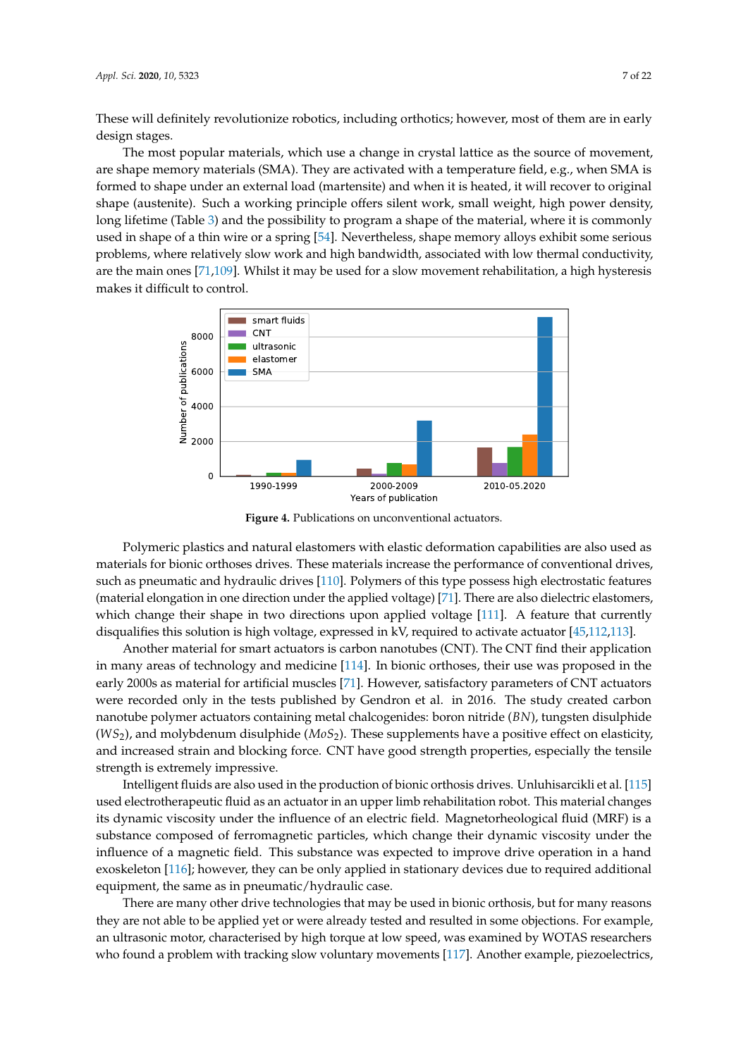These will definitely revolutionize robotics, including orthotics; however, most of them are in early design stages.

The most popular materials, which use a change in crystal lattice as the source of movement, are shape memory materials (SMA). They are activated with a temperature field, e.g., when SMA is formed to shape under an external load (martensite) and when it is heated, it will recover to original shape (austenite). Such a working principle offers silent work, small weight, high power density, long lifetime (Table 3) and the possibility to program a shape of the material, where it is commonly used in shape of a thin wire or a spring [54]. Nevertheless, shape memory alloys exhibit some serious problems, where relatively slow work and high bandwidth, associated with low thermal conductivity, are the main ones [71,109]. Whilst it may be used for a slow movement rehabilitation, a high hysteresis makes it difficult to control.

**Figure 4.** Publications on unconventional actuators.

Polymeric plastics and natural elastomers with elastic deformation capabilities are also used as materials for bionic orthoses drives. These materials increase the performance of conventional drives, such as pneumatic and hydraulic drives [110]. Polymers of this type possess high electrostatic features (material elongation in one direction under the applied voltage) [71]. There are also dielectric elastomers, which change their shape in two directions upon applied voltage [111]. A feature that currently disqualifies this solution is high voltage, expressed in kV, required to activate actuator [45,112,113].

Another material for smart actuators is carbon nanotubes (CNT). The CNT find their application in many areas of technology and medicine [114]. In bionic orthoses, their use was proposed in the early 2000s as material for artificial muscles [71]. However, satisfactory parameters of CNT actuators were recorded only in the tests published by Gendron et al. in 2016. The study created carbon nanotube polymer actuators containing metal chalcogenides: boron nitride ($BN$), tungsten disulphide ($WS_2$), and molybdenum disulphide ($MoS_2$). These supplements have a positive effect on elasticity, and increased strain and blocking force. CNT have good strength properties, especially the tensile strength is extremely impressive.

Intelligent fluids are also used in the production of bionic orthosis drives. Unluhisarcikli et al. [115] used electrotherapeutic fluid as an actuator in an upper limb rehabilitation robot. This material changes its dynamic viscosity under the influence of an electric field. Magnetorheological fluid (MRF) is a substance composed of ferromagnetic particles, which change their dynamic viscosity under the influence of a magnetic field. This substance was expected to improve drive operation in a hand exoskeleton [116]; however, they can be only applied in stationary devices due to required additional equipment, the same as in pneumatic/hydraulic case.

There are many other drive technologies that may be used in bionic orthosis, but for many reasons they are not able to be applied yet or were already tested and resulted in some objections. For example, an ultrasonic motor, characterised by high torque at low speed, was examined by WOTAS researchers who found a problem with tracking slow voluntary movements [117]. Another example, piezoelectrics,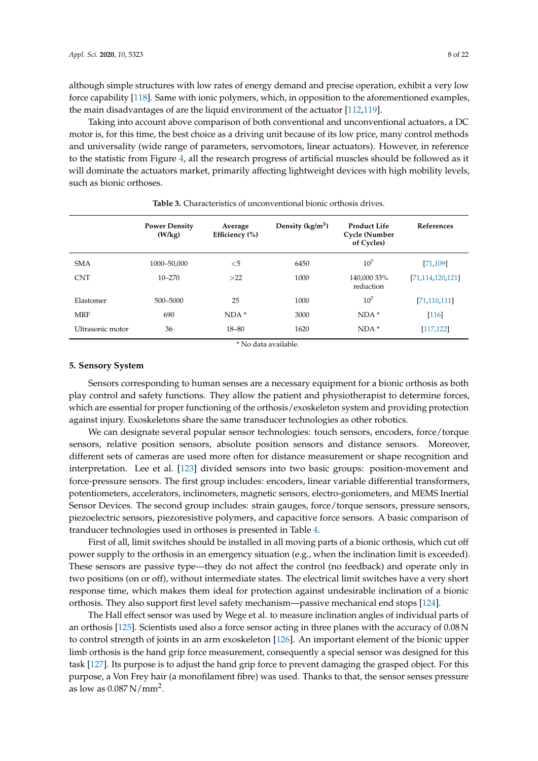although simple structures with low rates of energy demand and precise operation, exhibit a very low force capability [118]. Same with ionic polymers, which, in opposition to the aforementioned examples, the main disadvantages of are the liquid environment of the actuator [112,119].

Taking into account above comparison of both conventional and unconventional actuators, a DC motor is, for this time, the best choice as a driving unit because of its low price, many control methods and universality (wide range of parameters, servomotors, linear actuators). However, in reference to the statistic from Figure 4, all the research progress of artificial muscles should be followed as it will dominate the actuators market, primarily affecting lightweight devices with high mobility levels, such as bionic orthoses.

**Table 3.** Characteristics of unconventional bionic orthosis drives.

| | Power Density (W/kg) | Average Efficiency (%) | Density (kg/m$^3$) | Product Life Cycle (Number of Cycles) | References |
|---|---|---|---|---|---|
| SMA | 1000–50,000 | <5 | 6450 | $10^7$ | [71,109] |
| CNT | 10–270 | >22 | 1000 | 140,000 33% reduction | [71,114,120,121] |
| Elastomer | 500–5000 | 25 | 1000 | $10^7$ | [71,110,111] |
| MRF | 690 | NDA * | 3000 | NDA * | [116] |
| Ultrasonic motor | 36 | 18–80 | 1620 | NDA * | [117,122] |

\* No data available.

## 5. Sensory System

Sensors corresponding to human senses are a necessary equipment for a bionic orthosis as both play control and safety functions. They allow the patient and physiotherapist to determine forces, which are essential for proper functioning of the orthosis/exoskeleton system and providing protection against injury. Exoskeletons share the same transducer technologies as other robotics.

We can designate several popular sensor technologies: touch sensors, encoders, force/torque sensors, relative position sensors, absolute position sensors and distance sensors. Moreover, different sets of cameras are used more often for distance measurement or shape recognition and interpretation. Lee et al. [123] divided sensors into two basic groups: position-movement and force-pressure sensors. The first group includes: encoders, linear variable differential transformers, potentiometers, accelerators, inclinometers, magnetic sensors, electro-goniometers, and MEMS Inertial Sensor Devices. The second group includes: strain gauges, force/torque sensors, pressure sensors, piezoelectric sensors, piezoresistive polymers, and capacitive force sensors. A basic comparison of tranducer technologies used in orthoses is presented in Table 4.

First of all, limit switches should be installed in all moving parts of a bionic orthosis, which cut off power supply to the orthosis in an emergency situation (e.g., when the inclination limit is exceeded). These sensors are passive type—they do not affect the control (no feedback) and operate only in two positions (on or off), without intermediate states. The electrical limit switches have a very short response time, which makes them ideal for protection against undesirable inclination of a bionic orthosis. They also support first level safety mechanism—passive mechanical end stops [124].

The Hall effect sensor was used by Wege et al. to measure inclination angles of individual parts of an orthosis [125]. Scientists used also a force sensor acting in three planes with the accuracy of 0.08 N to control strength of joints in an arm exoskeleton [126]. An important element of the bionic upper limb orthosis is the hand grip force measurement, consequently a special sensor was designed for this task [127]. Its purpose is to adjust the hand grip force to prevent damaging the grasped object. For this purpose, a Von Frey hair (a monofilament fibre) was used. Thanks to that, the sensor senses pressure as low as 0.087 N/mm$^2$.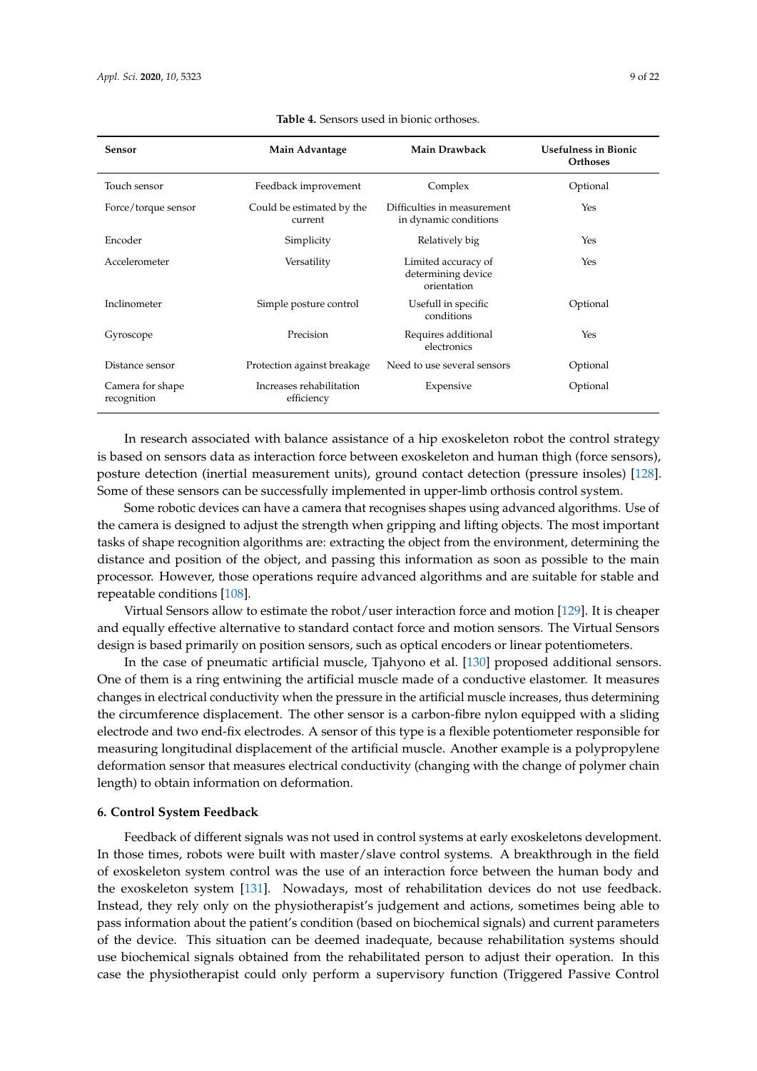**Table 4.** Sensors used in bionic orthoses.

| Sensor | Main Advantage | Main Drawback | Usefulness in Bionic Orthoses |
| --- | --- | --- | --- |
| Touch sensor | Feedback improvement | Complex | Optional |
| Force/torque sensor | Could be estimated by the current | Difficulties in measurement in dynamic conditions | Yes |
| Encoder | Simplicity | Relatively big | Yes |
| Accelerometer | Versatility | Limited accuracy of determining device orientation | Yes |
| Inclinometer | Simple posture control | Usefull in specific conditions | Optional |
| Gyroscope | Precision | Requires additional electronics | Yes |
| Distance sensor | Protection against breakage | Need to use several sensors | Optional |
| Camera for shape recognition | Increases rehabilitation efficiency | Expensive | Optional |

In research associated with balance assistance of a hip exoskeleton robot the control strategy is based on sensors data as interaction force between exoskeleton and human thigh (force sensors), posture detection (inertial measurement units), ground contact detection (pressure insoles) [128]. Some of these sensors can be successfully implemented in upper-limb orthosis control system.

Some robotic devices can have a camera that recognises shapes using advanced algorithms. Use of the camera is designed to adjust the strength when gripping and lifting objects. The most important tasks of shape recognition algorithms are: extracting the object from the environment, determining the distance and position of the object, and passing this information as soon as possible to the main processor. However, those operations require advanced algorithms and are suitable for stable and repeatable conditions [108].

Virtual Sensors allow to estimate the robot/user interaction force and motion [129]. It is cheaper and equally effective alternative to standard contact force and motion sensors. The Virtual Sensors design is based primarily on position sensors, such as optical encoders or linear potentiometers.

In the case of pneumatic artificial muscle, Tjahyono et al. [130] proposed additional sensors. One of them is a ring entwining the artificial muscle made of a conductive elastomer. It measures changes in electrical conductivity when the pressure in the artificial muscle increases, thus determining the circumference displacement. The other sensor is a carbon-fibre nylon equipped with a sliding electrode and two end-fix electrodes. A sensor of this type is a flexible potentiometer responsible for measuring longitudinal displacement of the artificial muscle. Another example is a polypropylene deformation sensor that measures electrical conductivity (changing with the change of polymer chain length) to obtain information on deformation.

## 6. Control System Feedback

Feedback of different signals was not used in control systems at early exoskeletons development. In those times, robots were built with master/slave control systems. A breakthrough in the field of exoskeleton system control was the use of an interaction force between the human body and the exoskeleton system [131]. Nowadays, most of rehabilitation devices do not use feedback. Instead, they rely only on the physiotherapist's judgement and actions, sometimes being able to pass information about the patient's condition (based on biochemical signals) and current parameters of the device. This situation can be deemed inadequate, because rehabilitation systems should use biochemical signals obtained from the rehabilitated person to adjust their operation. In this case the physiotherapist could only perform a supervisory function (Triggered Passive Control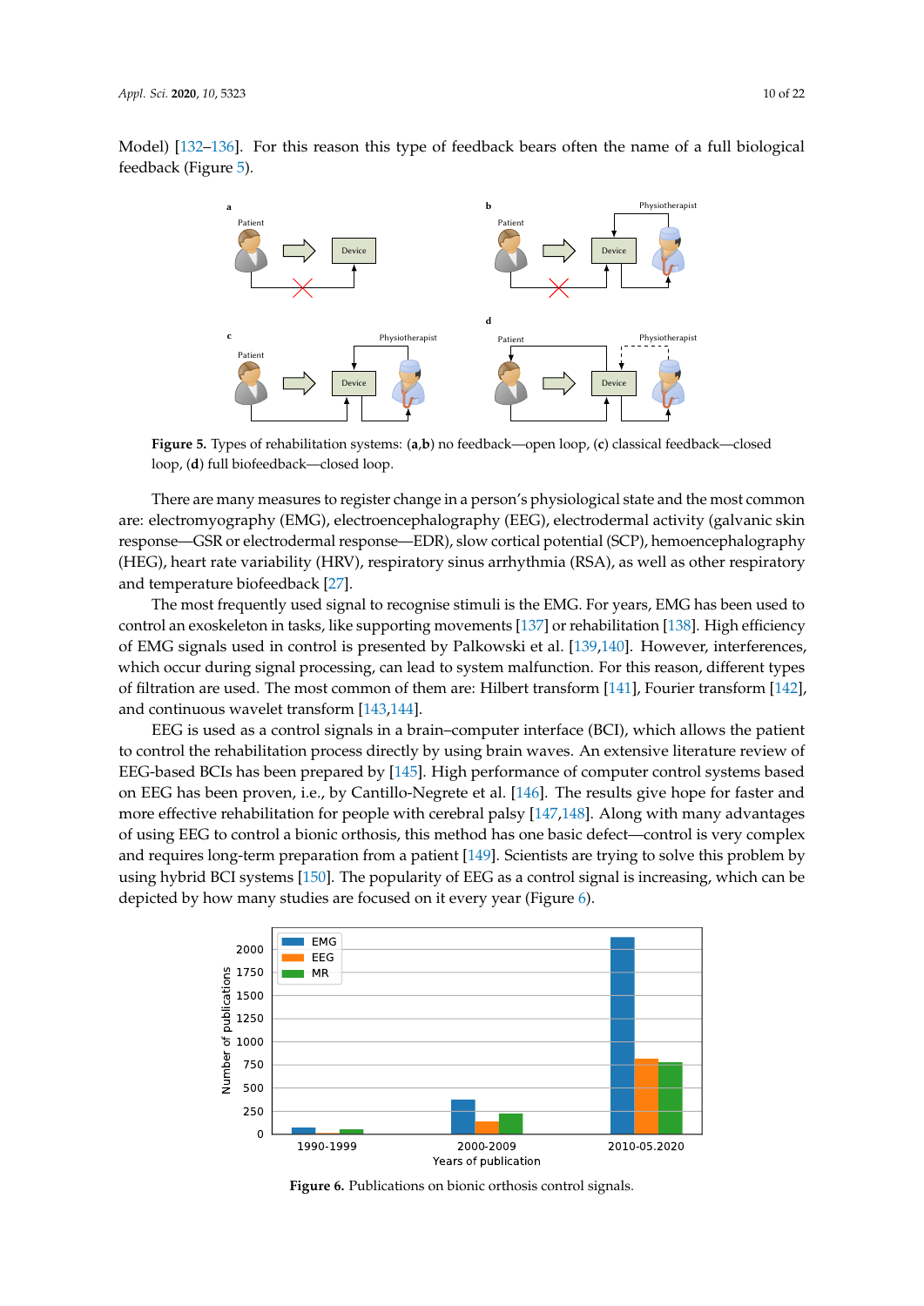Model) [132–136]. For this reason this type of feedback bears often the name of a full biological feedback (Figure 5).

**Figure 5.** Types of rehabilitation systems: (**a**,**b**) no feedback—open loop, (**c**) classical feedback—closed loop, (**d**) full biofeedback—closed loop.

There are many measures to register change in a person's physiological state and the most common are: electromyography (EMG), electroencephalography (EEG), electrodermal activity (galvanic skin response—GSR or electrodermal response—EDR), slow cortical potential (SCP), hemoencephalography (HEG), heart rate variability (HRV), respiratory sinus arrhythmia (RSA), as well as other respiratory and temperature biofeedback [27].

The most frequently used signal to recognise stimuli is the EMG. For years, EMG has been used to control an exoskeleton in tasks, like supporting movements [137] or rehabilitation [138]. High efficiency of EMG signals used in control is presented by Palkowski et al. [139,140]. However, interferences, which occur during signal processing, can lead to system malfunction. For this reason, different types of filtration are used. The most common of them are: Hilbert transform [141], Fourier transform [142], and continuous wavelet transform [143,144].

EEG is used as a control signals in a brain–computer interface (BCI), which allows the patient to control the rehabilitation process directly by using brain waves. An extensive literature review of EEG-based BCIs has been prepared by [145]. High performance of computer control systems based on EEG has been proven, i.e., by Cantillo-Negrete et al. [146]. The results give hope for faster and more effective rehabilitation for people with cerebral palsy [147,148]. Along with many advantages of using EEG to control a bionic orthosis, this method has one basic defect—control is very complex and requires long-term preparation from a patient [149]. Scientists are trying to solve this problem by using hybrid BCI systems [150]. The popularity of EEG as a control signal is increasing, which can be depicted by how many studies are focused on it every year (Figure 6).

**Figure 6.** Publications on bionic orthosis control signals.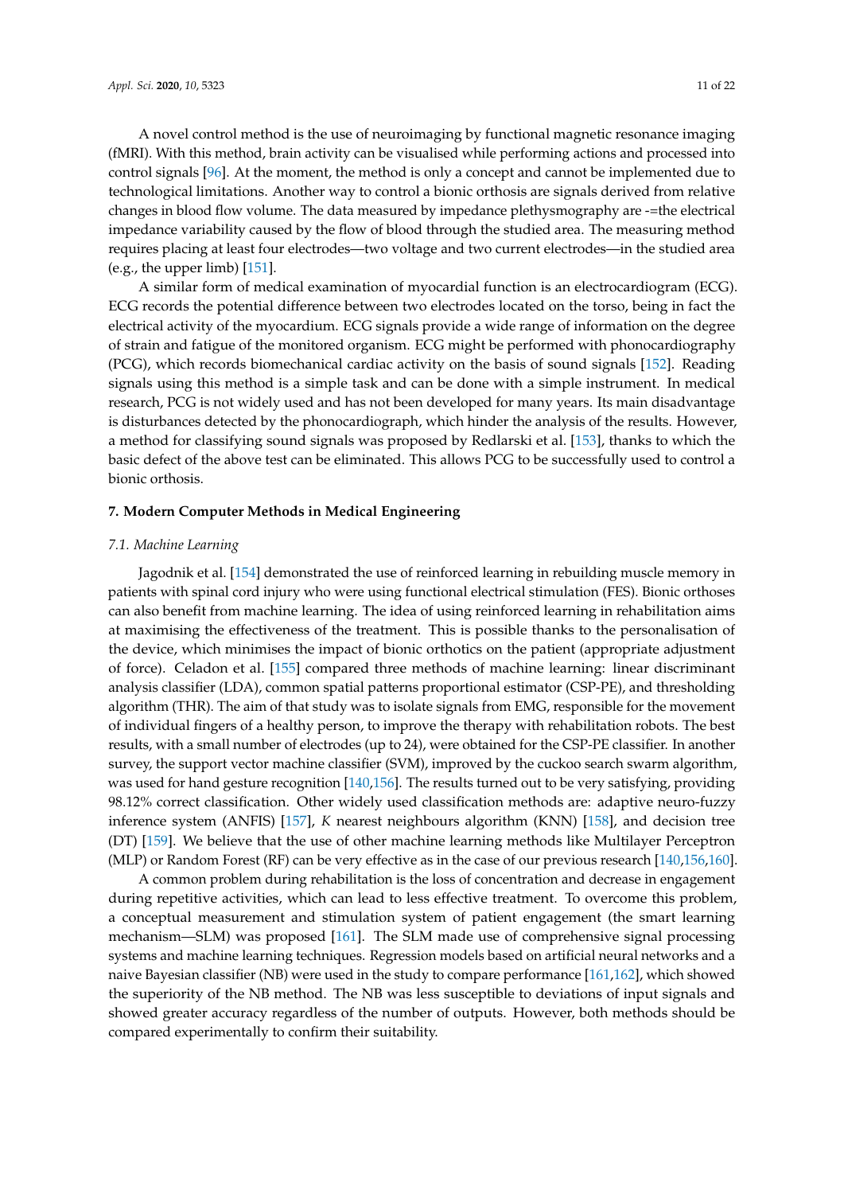A novel control method is the use of neuroimaging by functional magnetic resonance imaging (fMRI). With this method, brain activity can be visualised while performing actions and processed into control signals [96]. At the moment, the method is only a concept and cannot be implemented due to technological limitations. Another way to control a bionic orthosis are signals derived from relative changes in blood flow volume. The data measured by impedance plethysmography are -=the electrical impedance variability caused by the flow of blood through the studied area. The measuring method requires placing at least four electrodes—two voltage and two current electrodes—in the studied area (e.g., the upper limb) [151].

A similar form of medical examination of myocardial function is an electrocardiogram (ECG). ECG records the potential difference between two electrodes located on the torso, being in fact the electrical activity of the myocardium. ECG signals provide a wide range of information on the degree of strain and fatigue of the monitored organism. ECG might be performed with phonocardiography (PCG), which records biomechanical cardiac activity on the basis of sound signals [152]. Reading signals using this method is a simple task and can be done with a simple instrument. In medical research, PCG is not widely used and has not been developed for many years. Its main disadvantage is disturbances detected by the phonocardiograph, which hinder the analysis of the results. However, a method for classifying sound signals was proposed by Redlarski et al. [153], thanks to which the basic defect of the above test can be eliminated. This allows PCG to be successfully used to control a bionic orthosis.

## 7. Modern Computer Methods in Medical Engineering

### *7.1. Machine Learning*

Jagodnik et al. [154] demonstrated the use of reinforced learning in rebuilding muscle memory in patients with spinal cord injury who were using functional electrical stimulation (FES). Bionic orthoses can also benefit from machine learning. The idea of using reinforced learning in rehabilitation aims at maximising the effectiveness of the treatment. This is possible thanks to the personalisation of the device, which minimises the impact of bionic orthotics on the patient (appropriate adjustment of force). Celadon et al. [155] compared three methods of machine learning: linear discriminant analysis classifier (LDA), common spatial patterns proportional estimator (CSP-PE), and thresholding algorithm (THR). The aim of that study was to isolate signals from EMG, responsible for the movement of individual fingers of a healthy person, to improve the therapy with rehabilitation robots. The best results, with a small number of electrodes (up to 24), were obtained for the CSP-PE classifier. In another survey, the support vector machine classifier (SVM), improved by the cuckoo search swarm algorithm, was used for hand gesture recognition [140,156]. The results turned out to be very satisfying, providing 98.12% correct classification. Other widely used classification methods are: adaptive neuro-fuzzy inference system (ANFIS) [157], *K* nearest neighbours algorithm (KNN) [158], and decision tree (DT) [159]. We believe that the use of other machine learning methods like Multilayer Perceptron (MLP) or Random Forest (RF) can be very effective as in the case of our previous research [140,156,160].

A common problem during rehabilitation is the loss of concentration and decrease in engagement during repetitive activities, which can lead to less effective treatment. To overcome this problem, a conceptual measurement and stimulation system of patient engagement (the smart learning mechanism—SLM) was proposed [161]. The SLM made use of comprehensive signal processing systems and machine learning techniques. Regression models based on artificial neural networks and a naive Bayesian classifier (NB) were used in the study to compare performance [161,162], which showed the superiority of the NB method. The NB was less susceptible to deviations of input signals and showed greater accuracy regardless of the number of outputs. However, both methods should be compared experimentally to confirm their suitability.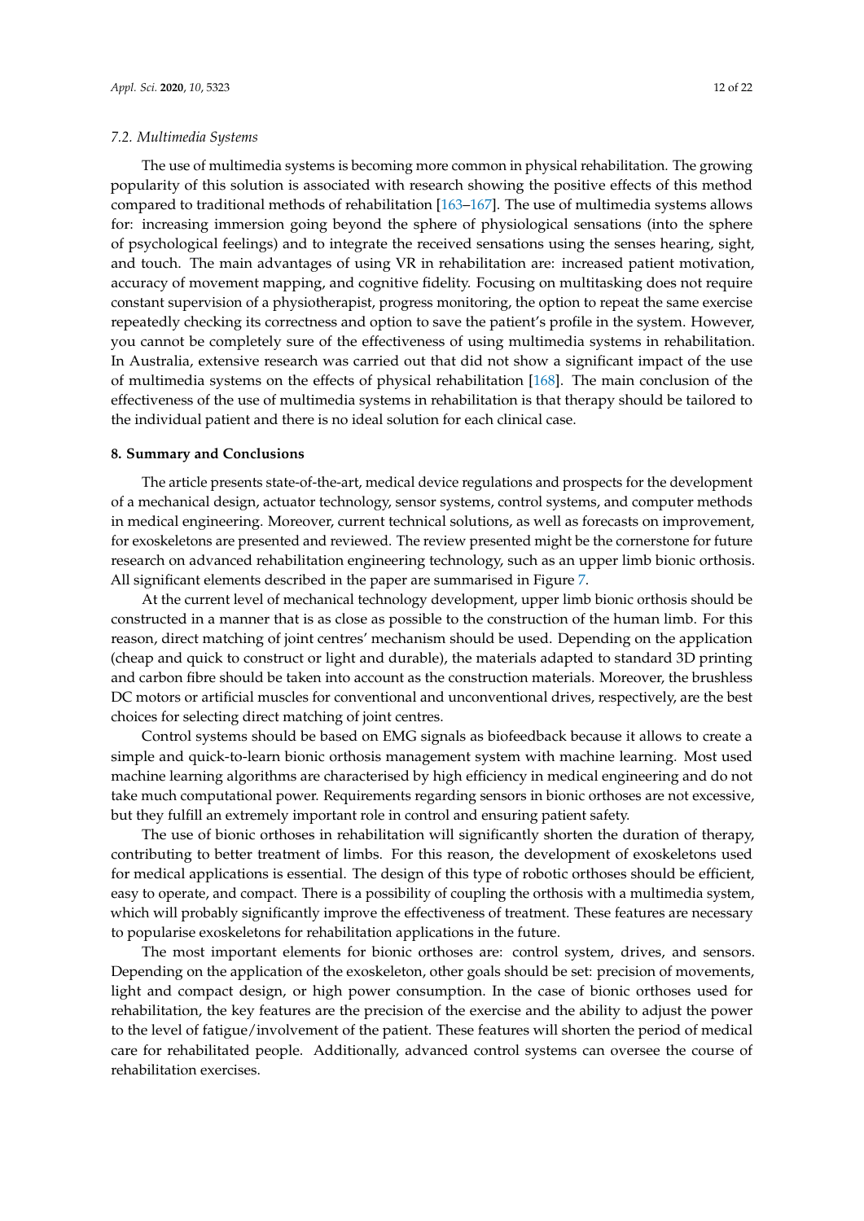### 7.2. Multimedia Systems

The use of multimedia systems is becoming more common in physical rehabilitation. The growing popularity of this solution is associated with research showing the positive effects of this method compared to traditional methods of rehabilitation [163–167]. The use of multimedia systems allows for: increasing immersion going beyond the sphere of physiological sensations (into the sphere of psychological feelings) and to integrate the received sensations using the senses hearing, sight, and touch. The main advantages of using VR in rehabilitation are: increased patient motivation, accuracy of movement mapping, and cognitive fidelity. Focusing on multitasking does not require constant supervision of a physiotherapist, progress monitoring, the option to repeat the same exercise repeatedly checking its correctness and option to save the patient's profile in the system. However, you cannot be completely sure of the effectiveness of using multimedia systems in rehabilitation. In Australia, extensive research was carried out that did not show a significant impact of the use of multimedia systems on the effects of physical rehabilitation [168]. The main conclusion of the effectiveness of the use of multimedia systems in rehabilitation is that therapy should be tailored to the individual patient and there is no ideal solution for each clinical case.

## 8. Summary and Conclusions

The article presents state-of-the-art, medical device regulations and prospects for the development of a mechanical design, actuator technology, sensor systems, control systems, and computer methods in medical engineering. Moreover, current technical solutions, as well as forecasts on improvement, for exoskeletons are presented and reviewed. The review presented might be the cornerstone for future research on advanced rehabilitation engineering technology, such as an upper limb bionic orthosis. All significant elements described in the paper are summarised in Figure 7.

At the current level of mechanical technology development, upper limb bionic orthosis should be constructed in a manner that is as close as possible to the construction of the human limb. For this reason, direct matching of joint centres' mechanism should be used. Depending on the application (cheap and quick to construct or light and durable), the materials adapted to standard 3D printing and carbon fibre should be taken into account as the construction materials. Moreover, the brushless DC motors or artificial muscles for conventional and unconventional drives, respectively, are the best choices for selecting direct matching of joint centres.

Control systems should be based on EMG signals as biofeedback because it allows to create a simple and quick-to-learn bionic orthosis management system with machine learning. Most used machine learning algorithms are characterised by high efficiency in medical engineering and do not take much computational power. Requirements regarding sensors in bionic orthoses are not excessive, but they fulfill an extremely important role in control and ensuring patient safety.

The use of bionic orthoses in rehabilitation will significantly shorten the duration of therapy, contributing to better treatment of limbs. For this reason, the development of exoskeletons used for medical applications is essential. The design of this type of robotic orthoses should be efficient, easy to operate, and compact. There is a possibility of coupling the orthosis with a multimedia system, which will probably significantly improve the effectiveness of treatment. These features are necessary to popularise exoskeletons for rehabilitation applications in the future.

The most important elements for bionic orthoses are: control system, drives, and sensors. Depending on the application of the exoskeleton, other goals should be set: precision of movements, light and compact design, or high power consumption. In the case of bionic orthoses used for rehabilitation, the key features are the precision of the exercise and the ability to adjust the power to the level of fatigue/involvement of the patient. These features will shorten the period of medical care for rehabilitated people. Additionally, advanced control systems can oversee the course of rehabilitation exercises.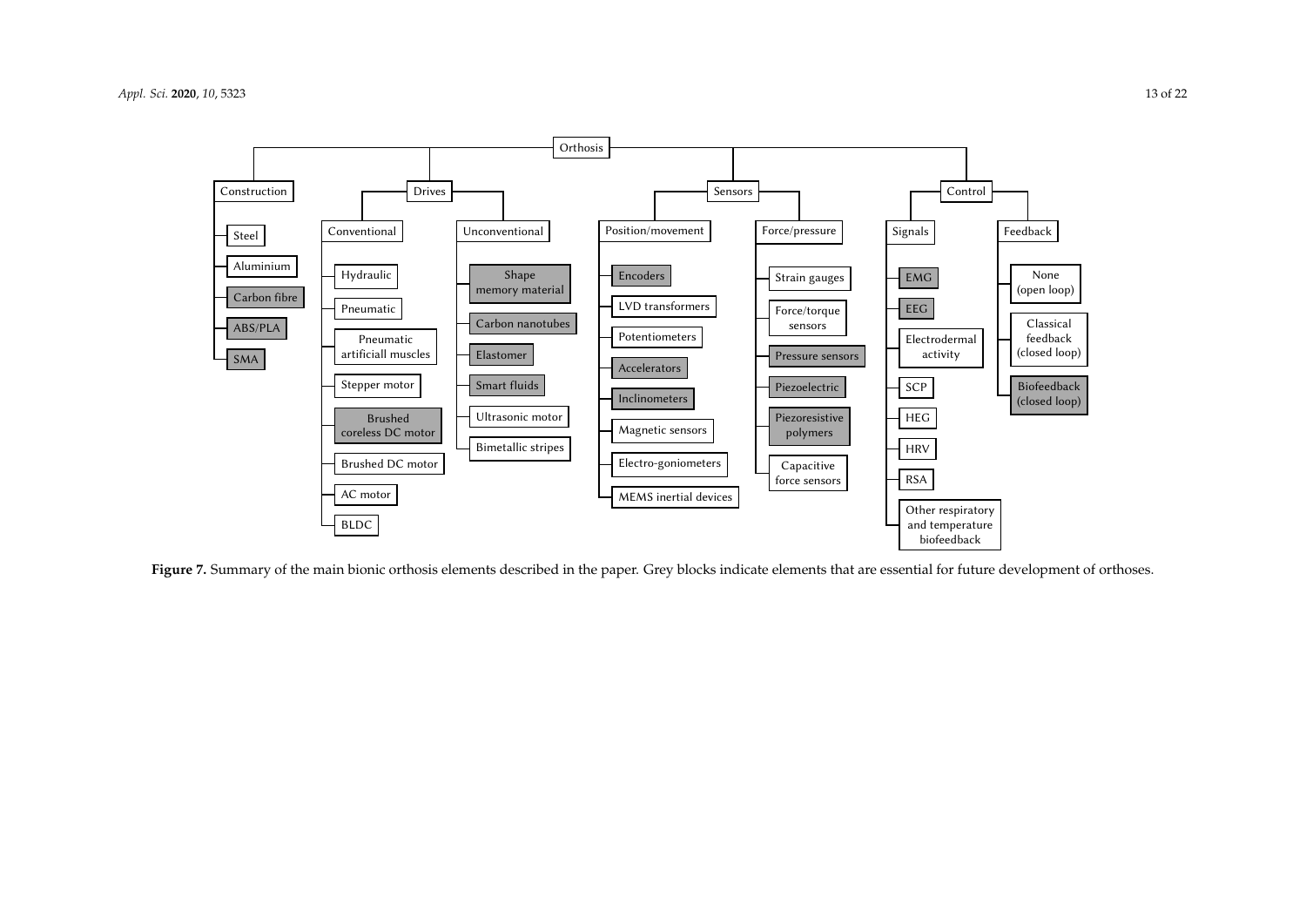- Orthosis
  - Construction
    - Steel
    - Aluminium
    - Carbon fibre
    - ABS/PLA
    - SMA
  - Drives
    - Conventional
      - Hydraulic
      - Pneumatic
      - Pneumatic artificiall muscles
      - Stepper motor
      - Brushed coreless DC motor
      - Brushed DC motor
      - AC motor
      - BLDC
    - Unconventional
      - Shape memory material
      - Carbon nanotubes
      - Elastomer
      - Smart fluids
      - Ultrasonic motor
      - Bimetallic stripes
  - Sensors
    - Position/movement
      - Encoders
      - LVD transformers
      - Potentiometers
      - Accelerators
      - Inclinometers
      - Magnetic sensors
      - Electro-goniometers
      - MEMS inertial devices
    - Force/pressure
      - Strain gauges
      - Force/torque sensors
      - Pressure sensors
      - Piezoelectric
      - Piezoresistive polymers
      - Capacitive force sensors
  - Control
    - Signals
      - EMG
      - EEG
      - Electrodermal activity
      - SCP
      - HEG
      - HRV
      - RSA
      - Other respiratory and temperature biofeedback
    - Feedback
      - None (open loop)
      - Classical feedback (closed loop)
      - Biofeedback (closed loop)

**Figure 7.** Summary of the main bionic orthosis elements described in the paper. Grey blocks indicate elements that are essential for future development of orthoses.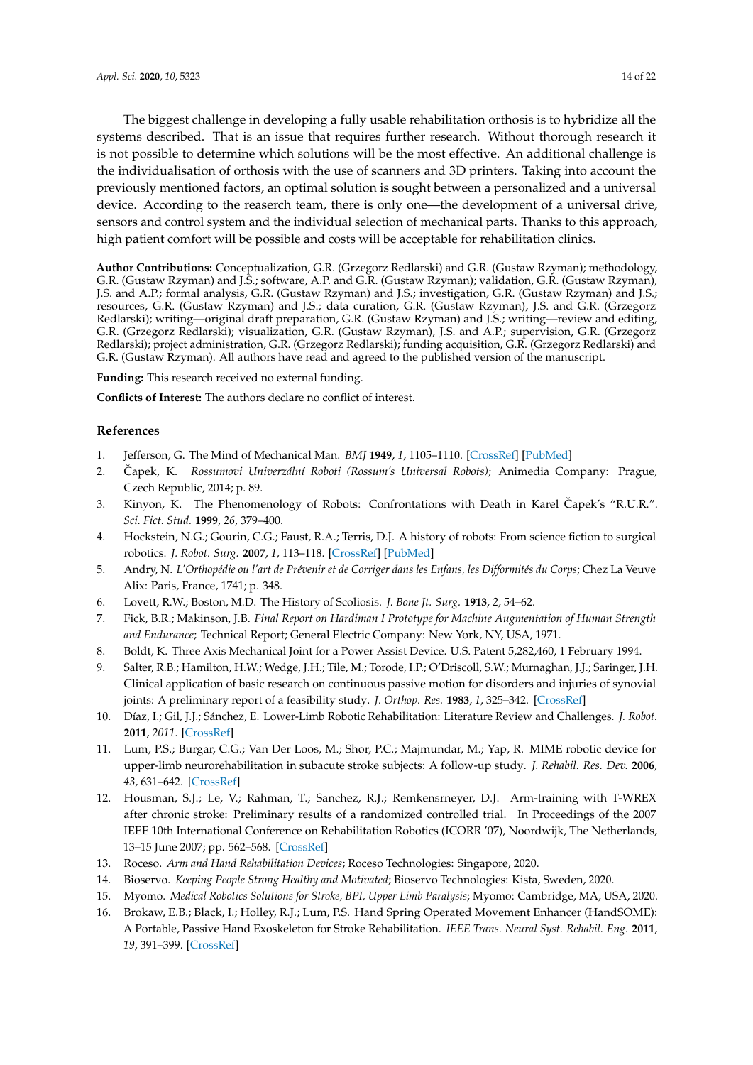The biggest challenge in developing a fully usable rehabilitation orthosis is to hybridize all the systems described. That is an issue that requires further research. Without thorough research it is not possible to determine which solutions will be the most effective. An additional challenge is the individualisation of orthosis with the use of scanners and 3D printers. Taking into account the previously mentioned factors, an optimal solution is sought between a personalized and a universal device. According to the reaserch team, there is only one—the development of a universal drive, sensors and control system and the individual selection of mechanical parts. Thanks to this approach, high patient comfort will be possible and costs will be acceptable for rehabilitation clinics.

**Author Contributions:** Conceptualization, G.R. (Grzegorz Redlarski) and G.R. (Gustaw Rzyman); methodology, G.R. (Gustaw Rzyman) and J.S.; software, A.P. and G.R. (Gustaw Rzyman); validation, G.R. (Gustaw Rzyman), J.S. and A.P.; formal analysis, G.R. (Gustaw Rzyman) and J.S.; investigation, G.R. (Gustaw Rzyman) and J.S.; resources, G.R. (Gustaw Rzyman) and J.S.; data curation, G.R. (Gustaw Rzyman), J.S. and G.R. (Grzegorz Redlarski); writing—original draft preparation, G.R. (Gustaw Rzyman) and J.S.; writing—review and editing, G.R. (Grzegorz Redlarski); visualization, G.R. (Gustaw Rzyman), J.S. and A.P.; supervision, G.R. (Grzegorz Redlarski); project administration, G.R. (Grzegorz Redlarski); funding acquisition, G.R. (Grzegorz Redlarski) and G.R. (Gustaw Rzyman). All authors have read and agreed to the published version of the manuscript.

**Funding:** This research received no external funding.

**Conflicts of Interest:** The authors declare no conflict of interest.

## References

1. Jefferson, G. The Mind of Mechanical Man. *BMJ* **1949**, *1*, 1105–1110. [CrossRef] [PubMed]
2. Čapek, K. *Rossumovi Univerzální Roboti (Rossum's Universal Robots)*; Animedia Company: Prague, Czech Republic, 2014; p. 89.
3. Kinyon, K. The Phenomenology of Robots: Confrontations with Death in Karel Čapek's "R.U.R.". *Sci. Fict. Stud.* **1999**, *26*, 379–400.
4. Hockstein, N.G.; Gourin, C.G.; Faust, R.A.; Terris, D.J. A history of robots: From science fiction to surgical robotics. *J. Robot. Surg.* **2007**, *1*, 113–118. [CrossRef] [PubMed]
5. Andry, N. *L'Orthopédie ou l'art de Prévenir et de Corriger dans les Enfans, les Difformités du Corps*; Chez La Veuve Alix: Paris, France, 1741; p. 348.
6. Lovett, R.W.; Boston, M.D. The History of Scoliosis. *J. Bone Jt. Surg.* **1913**, *2*, 54–62.
7. Fick, B.R.; Makinson, J.B. *Final Report on Hardiman I Prototype for Machine Augmentation of Human Strength and Endurance*; Technical Report; General Electric Company: New York, NY, USA, 1971.
8. Boldt, K. Three Axis Mechanical Joint for a Power Assist Device. U.S. Patent 5,282,460, 1 February 1994.
9. Salter, R.B.; Hamilton, H.W.; Wedge, J.H.; Tile, M.; Torode, I.P.; O'Driscoll, S.W.; Murnaghan, J.J.; Saringer, J.H. Clinical application of basic research on continuous passive motion for disorders and injuries of synovial joints: A preliminary report of a feasibility study. *J. Orthop. Res.* **1983**, *1*, 325–342. [CrossRef]
10. Díaz, I.; Gil, J.J.; Sánchez, E. Lower-Limb Robotic Rehabilitation: Literature Review and Challenges. *J. Robot.* **2011**, *2011*. [CrossRef]
11. Lum, P.S.; Burgar, C.G.; Van Der Loos, M.; Shor, P.C.; Majmundar, M.; Yap, R. MIME robotic device for upper-limb neurorehabilitation in subacute stroke subjects: A follow-up study. *J. Rehabil. Res. Dev.* **2006**, *43*, 631–642. [CrossRef]
12. Housman, S.J.; Le, V.; Rahman, T.; Sanchez, R.J.; Remkensrneyer, D.J. Arm-training with T-WREX after chronic stroke: Preliminary results of a randomized controlled trial. In Proceedings of the 2007 IEEE 10th International Conference on Rehabilitation Robotics (ICORR '07), Noordwijk, The Netherlands, 13–15 June 2007; pp. 562–568. [CrossRef]
13. Roceso. *Arm and Hand Rehabilitation Devices*; Roceso Technologies: Singapore, 2020.
14. Bioservo. *Keeping People Strong Healthy and Motivated*; Bioservo Technologies: Kista, Sweden, 2020.
15. Myomo. *Medical Robotics Solutions for Stroke, BPI, Upper Limb Paralysis*; Myomo: Cambridge, MA, USA, 2020.
16. Brokaw, E.B.; Black, I.; Holley, R.J.; Lum, P.S. Hand Spring Operated Movement Enhancer (HandSOME): A Portable, Passive Hand Exoskeleton for Stroke Rehabilitation. *IEEE Trans. Neural Syst. Rehabil. Eng.* **2011**, *19*, 391–399. [CrossRef]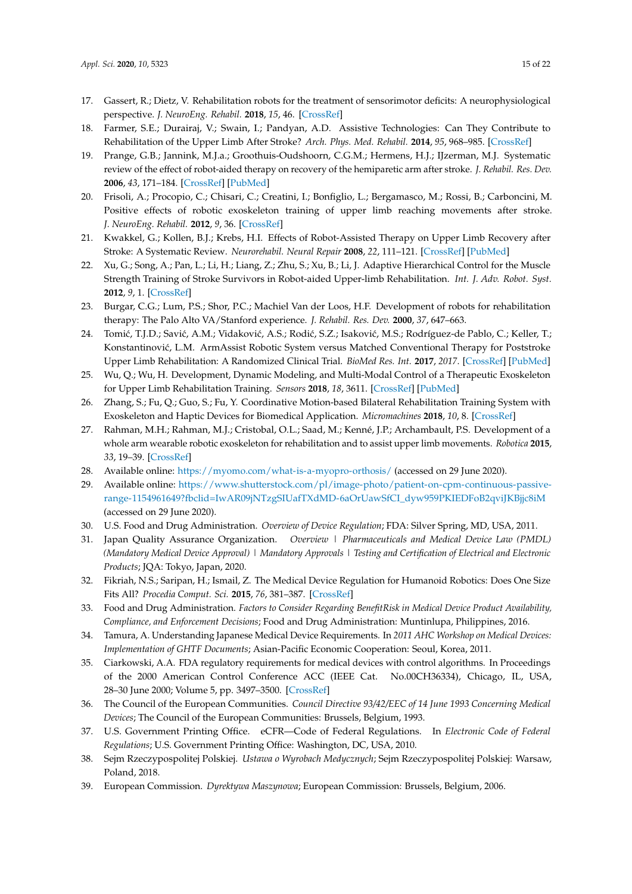17. Gassert, R.; Dietz, V. Rehabilitation robots for the treatment of sensorimotor deficits: A neurophysiological perspective. *J. NeuroEng. Rehabil.* **2018**, *15*, 46. [CrossRef]
18. Farmer, S.E.; Durairaj, V.; Swain, I.; Pandyan, A.D. Assistive Technologies: Can They Contribute to Rehabilitation of the Upper Limb After Stroke? *Arch. Phys. Med. Rehabil.* **2014**, *95*, 968–985. [CrossRef]
19. Prange, G.B.; Jannink, M.J.a.; Groothuis-Oudshoorn, C.G.M.; Hermens, H.J.; IJzerman, M.J. Systematic review of the effect of robot-aided therapy on recovery of the hemiparetic arm after stroke. *J. Rehabil. Res. Dev.* **2006**, *43*, 171–184. [CrossRef] [PubMed]
20. Frisoli, A.; Procopio, C.; Chisari, C.; Creatini, I.; Bonfiglio, L.; Bergamasco, M.; Rossi, B.; Carboncini, M. Positive effects of robotic exoskeleton training of upper limb reaching movements after stroke. *J. NeuroEng. Rehabil.* **2012**, *9*, 36. [CrossRef]
21. Kwakkel, G.; Kollen, B.J.; Krebs, H.I. Effects of Robot-Assisted Therapy on Upper Limb Recovery after Stroke: A Systematic Review. *Neurorehabil. Neural Repair* **2008**, *22*, 111–121. [CrossRef] [PubMed]
22. Xu, G.; Song, A.; Pan, L.; Li, H.; Liang, Z.; Zhu, S.; Xu, B.; Li, J. Adaptive Hierarchical Control for the Muscle Strength Training of Stroke Survivors in Robot-aided Upper-limb Rehabilitation. *Int. J. Adv. Robot. Syst.* **2012**, *9*, 1. [CrossRef]
23. Burgar, C.G.; Lum, P.S.; Shor, P.C.; Machiel Van der Loos, H.F. Development of robots for rehabilitation therapy: The Palo Alto VA/Stanford experience. *J. Rehabil. Res. Dev.* **2000**, *37*, 647–663.
24. Tomić, T.J.D.; Savić, A.M.; Vidaković, A.S.; Rodić, S.Z.; Isaković, M.S.; Rodríguez-de Pablo, C.; Keller, T.; Konstantinović, L.M. ArmAssist Robotic System versus Matched Conventional Therapy for Poststroke Upper Limb Rehabilitation: A Randomized Clinical Trial. *BioMed Res. Int.* **2017**, *2017*. [CrossRef] [PubMed]
25. Wu, Q.; Wu, H. Development, Dynamic Modeling, and Multi-Modal Control of a Therapeutic Exoskeleton for Upper Limb Rehabilitation Training. *Sensors* **2018**, *18*, 3611. [CrossRef] [PubMed]
26. Zhang, S.; Fu, Q.; Guo, S.; Fu, Y. Coordinative Motion-based Bilateral Rehabilitation Training System with Exoskeleton and Haptic Devices for Biomedical Application. *Micromachines* **2018**, *10*, 8. [CrossRef]
27. Rahman, M.H.; Rahman, M.J.; Cristobal, O.L.; Saad, M.; Kenné, J.P.; Archambault, P.S. Development of a whole arm wearable robotic exoskeleton for rehabilitation and to assist upper limb movements. *Robotica* **2015**, *33*, 19–39. [CrossRef]
28. Available online: https://myomo.com/what-is-a-myopro-orthosis/ (accessed on 29 June 2020).
29. Available online: https://www.shutterstock.com/pl/image-photo/patient-on-cpm-continuous-passive-range-1154961649?fbclid=IwAR09jNTzgSIUafTXdMD-6aOrUawSfCI_dyw959PKIEDFoB2qviJKBjjc8iM (accessed on 29 June 2020).
30. U.S. Food and Drug Administration. *Overview of Device Regulation*; FDA: Silver Spring, MD, USA, 2011.
31. Japan Quality Assurance Organization. *Overview | Pharmaceuticals and Medical Device Law (PMDL) (Mandatory Medical Device Approval) | Mandatory Approvals | Testing and Certification of Electrical and Electronic Products*; JQA: Tokyo, Japan, 2020.
32. Fikriah, N.S.; Saripan, H.; Ismail, Z. The Medical Device Regulation for Humanoid Robotics: Does One Size Fits All? *Procedia Comput. Sci.* **2015**, *76*, 381–387. [CrossRef]
33. Food and Drug Administration. *Factors to Consider Regarding BenefitRisk in Medical Device Product Availability, Compliance, and Enforcement Decisions*; Food and Drug Administration: Muntinlupa, Philippines, 2016.
34. Tamura, A. Understanding Japanese Medical Device Requirements. In *2011 AHC Workshop on Medical Devices: Implementation of GHTF Documents*; Asian-Pacific Economic Cooperation: Seoul, Korea, 2011.
35. Ciarkowski, A.A. FDA regulatory requirements for medical devices with control algorithms. In Proceedings of the 2000 American Control Conference ACC (IEEE Cat. No.00CH36334), Chicago, IL, USA, 28–30 June 2000; Volume 5, pp. 3497–3500. [CrossRef]
36. The Council of the European Communities. *Council Directive 93/42/EEC of 14 June 1993 Concerning Medical Devices*; The Council of the European Communities: Brussels, Belgium, 1993.
37. U.S. Government Printing Office. eCFR—Code of Federal Regulations. In *Electronic Code of Federal Regulations*; U.S. Government Printing Office: Washington, DC, USA, 2010.
38. Sejm Rzeczypospolitej Polskiej. *Ustawa o Wyrobach Medycznych*; Sejm Rzeczypospolitej Polskiej: Warsaw, Poland, 2018.
39. European Commission. *Dyrektywa Maszynowa*; European Commission: Brussels, Belgium, 2006.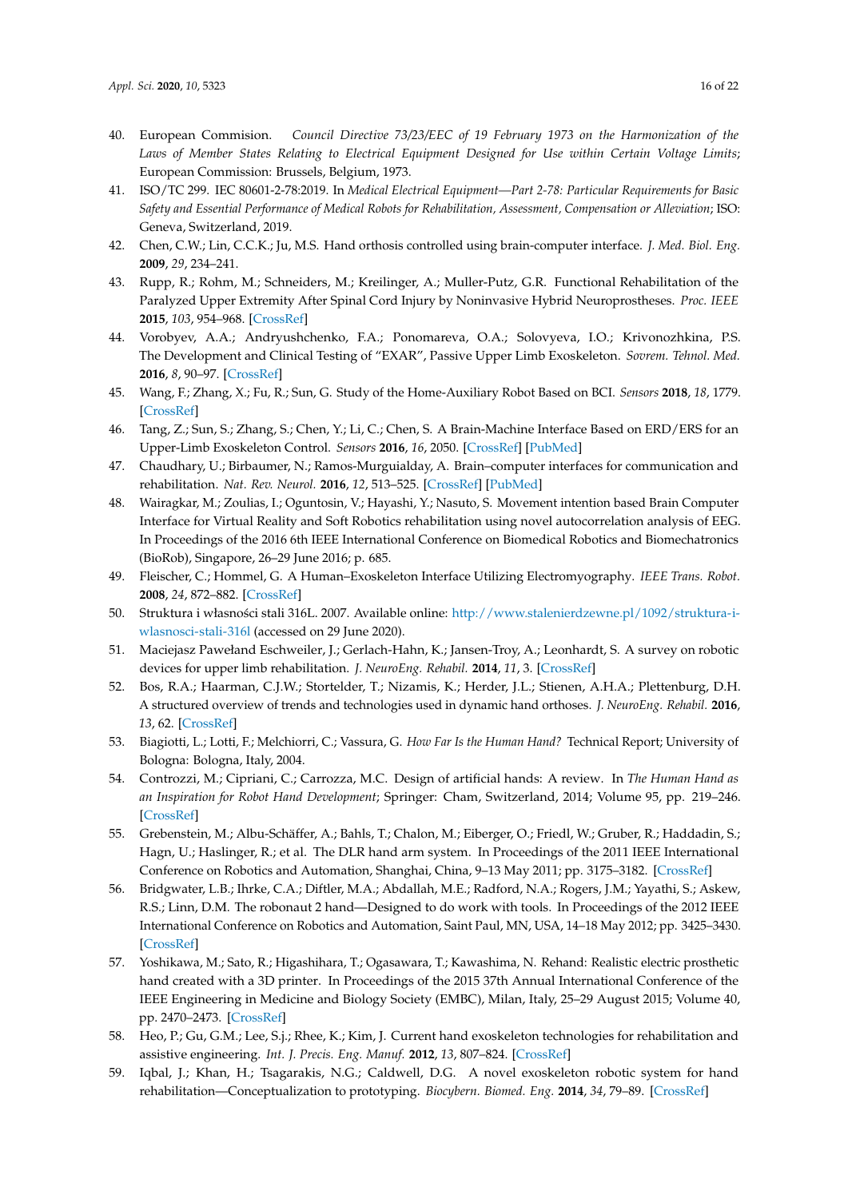40. European Commision. *Council Directive 73/23/EEC of 19 February 1973 on the Harmonization of the Laws of Member States Relating to Electrical Equipment Designed for Use within Certain Voltage Limits*; European Commission: Brussels, Belgium, 1973.
41. ISO/TC 299. IEC 80601-2-78:2019. In *Medical Electrical Equipment—Part 2-78: Particular Requirements for Basic Safety and Essential Performance of Medical Robots for Rehabilitation, Assessment, Compensation or Alleviation*; ISO: Geneva, Switzerland, 2019.
42. Chen, C.W.; Lin, C.C.K.; Ju, M.S. Hand orthosis controlled using brain-computer interface. *J. Med. Biol. Eng.* **2009**, *29*, 234–241.
43. Rupp, R.; Rohm, M.; Schneiders, M.; Kreilinger, A.; Muller-Putz, G.R. Functional Rehabilitation of the Paralyzed Upper Extremity After Spinal Cord Injury by Noninvasive Hybrid Neuroprostheses. *Proc. IEEE* **2015**, *103*, 954–968. [CrossRef]
44. Vorobyev, A.A.; Andryushchenko, F.A.; Ponomareva, O.A.; Solovyeva, I.O.; Krivonozhkina, P.S. The Development and Clinical Testing of "EXAR", Passive Upper Limb Exoskeleton. *Sovrem. Tehnol. Med.* **2016**, *8*, 90–97. [CrossRef]
45. Wang, F.; Zhang, X.; Fu, R.; Sun, G. Study of the Home-Auxiliary Robot Based on BCI. *Sensors* **2018**, *18*, 1779. [CrossRef]
46. Tang, Z.; Sun, S.; Zhang, S.; Chen, Y.; Li, C.; Chen, S. A Brain-Machine Interface Based on ERD/ERS for an Upper-Limb Exoskeleton Control. *Sensors* **2016**, *16*, 2050. [CrossRef] [PubMed]
47. Chaudhary, U.; Birbaumer, N.; Ramos-Murguialday, A. Brain–computer interfaces for communication and rehabilitation. *Nat. Rev. Neurol.* **2016**, *12*, 513–525. [CrossRef] [PubMed]
48. Wairagkar, M.; Zoulias, I.; Oguntosin, V.; Hayashi, Y.; Nasuto, S. Movement intention based Brain Computer Interface for Virtual Reality and Soft Robotics rehabilitation using novel autocorrelation analysis of EEG. In Proceedings of the 2016 6th IEEE International Conference on Biomedical Robotics and Biomechatronics (BioRob), Singapore, 26–29 June 2016; p. 685.
49. Fleischer, C.; Hommel, G. A Human–Exoskeleton Interface Utilizing Electromyography. *IEEE Trans. Robot.* **2008**, *24*, 872–882. [CrossRef]
50. Struktura i własności stali 316L. 2007. Available online: http://www.stalenierdzewne.pl/1092/struktura-i-wlasnosci-stali-316l (accessed on 29 June 2020).
51. Maciejasz Paweł and Eschweiler, J.; Gerlach-Hahn, K.; Jansen-Troy, A.; Leonhardt, S. A survey on robotic devices for upper limb rehabilitation. *J. NeuroEng. Rehabil.* **2014**, *11*, 3. [CrossRef]
52. Bos, R.A.; Haarman, C.J.W.; Stortelder, T.; Nizamis, K.; Herder, J.L.; Stienen, A.H.A.; Plettenburg, D.H. A structured overview of trends and technologies used in dynamic hand orthoses. *J. NeuroEng. Rehabil.* **2016**, *13*, 62. [CrossRef]
53. Biagiotti, L.; Lotti, F.; Melchiorri, C.; Vassura, G. *How Far Is the Human Hand?* Technical Report; University of Bologna: Bologna, Italy, 2004.
54. Controzzi, M.; Cipriani, C.; Carrozza, M.C. Design of artificial hands: A review. In *The Human Hand as an Inspiration for Robot Hand Development*; Springer: Cham, Switzerland, 2014; Volume 95, pp. 219–246. [CrossRef]
55. Grebenstein, M.; Albu-Schäffer, A.; Bahls, T.; Chalon, M.; Eiberger, O.; Friedl, W.; Gruber, R.; Haddadin, S.; Hagn, U.; Haslinger, R.; et al. The DLR hand arm system. In Proceedings of the 2011 IEEE International Conference on Robotics and Automation, Shanghai, China, 9–13 May 2011; pp. 3175–3182. [CrossRef]
56. Bridgwater, L.B.; Ihrke, C.A.; Diftler, M.A.; Abdallah, M.E.; Radford, N.A.; Rogers, J.M.; Yayathi, S.; Askew, R.S.; Linn, D.M. The robonaut 2 hand—Designed to do work with tools. In Proceedings of the 2012 IEEE International Conference on Robotics and Automation, Saint Paul, MN, USA, 14–18 May 2012; pp. 3425–3430. [CrossRef]
57. Yoshikawa, M.; Sato, R.; Higashihara, T.; Ogasawara, T.; Kawashima, N. Rehand: Realistic electric prosthetic hand created with a 3D printer. In Proceedings of the 2015 37th Annual International Conference of the IEEE Engineering in Medicine and Biology Society (EMBC), Milan, Italy, 25–29 August 2015; Volume 40, pp. 2470–2473. [CrossRef]
58. Heo, P.; Gu, G.M.; Lee, S.j.; Rhee, K.; Kim, J. Current hand exoskeleton technologies for rehabilitation and assistive engineering. *Int. J. Precis. Eng. Manuf.* **2012**, *13*, 807–824. [CrossRef]
59. Iqbal, J.; Khan, H.; Tsagarakis, N.G.; Caldwell, D.G. A novel exoskeleton robotic system for hand rehabilitation—Conceptualization to prototyping. *Biocybern. Biomed. Eng.* **2014**, *34*, 79–89. [CrossRef]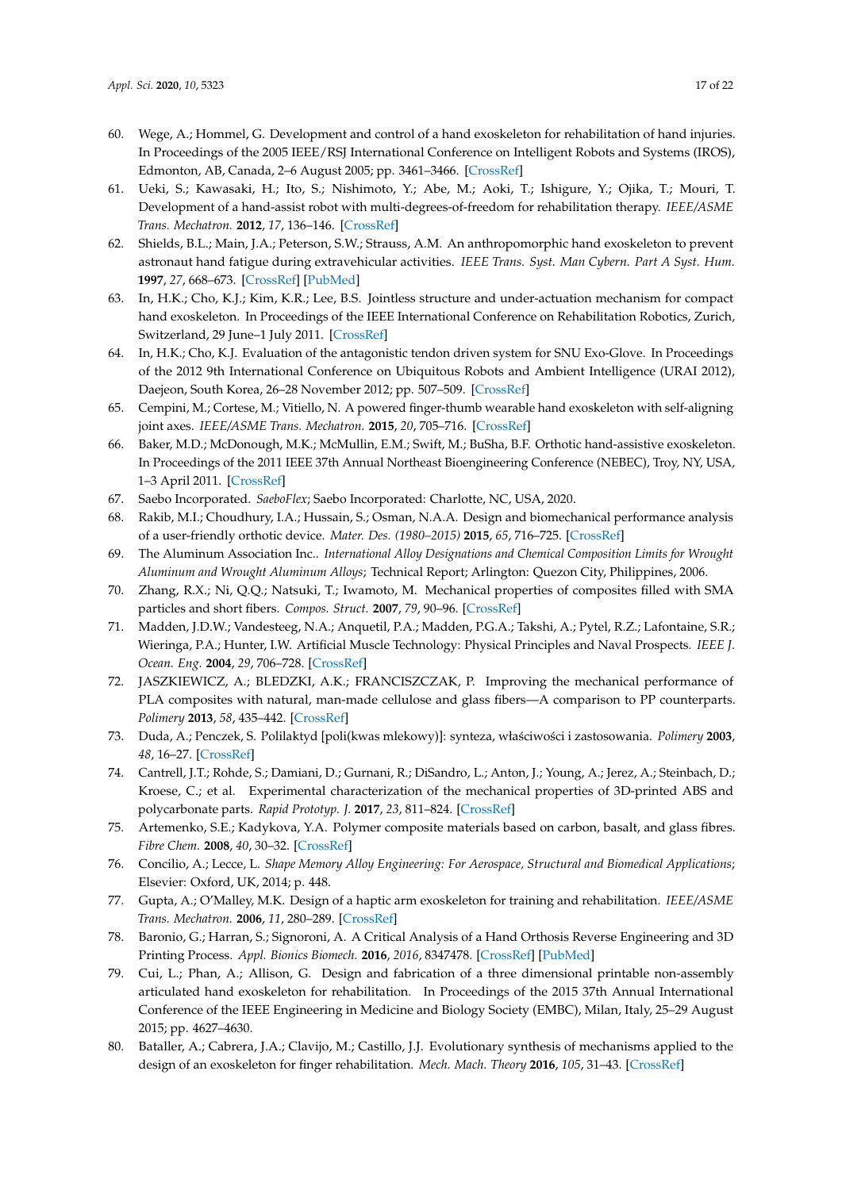60. Wege, A.; Hommel, G. Development and control of a hand exoskeleton for rehabilitation of hand injuries. In Proceedings of the 2005 IEEE/RSJ International Conference on Intelligent Robots and Systems (IROS), Edmonton, AB, Canada, 2–6 August 2005; pp. 3461–3466. [CrossRef]
61. Ueki, S.; Kawasaki, H.; Ito, S.; Nishimoto, Y.; Abe, M.; Aoki, T.; Ishigure, Y.; Ojika, T.; Mouri, T. Development of a hand-assist robot with multi-degrees-of-freedom for rehabilitation therapy. *IEEE/ASME Trans. Mechatron.* **2012**, *17*, 136–146. [CrossRef]
62. Shields, B.L.; Main, J.A.; Peterson, S.W.; Strauss, A.M. An anthropomorphic hand exoskeleton to prevent astronaut hand fatigue during extravehicular activities. *IEEE Trans. Syst. Man Cybern. Part A Syst. Hum.* **1997**, *27*, 668–673. [CrossRef] [PubMed]
63. In, H.K.; Cho, K.J.; Kim, K.R.; Lee, B.S. Jointless structure and under-actuation mechanism for compact hand exoskeleton. In Proceedings of the IEEE International Conference on Rehabilitation Robotics, Zurich, Switzerland, 29 June–1 July 2011. [CrossRef]
64. In, H.K.; Cho, K.J. Evaluation of the antagonistic tendon driven system for SNU Exo-Glove. In Proceedings of the 2012 9th International Conference on Ubiquitous Robots and Ambient Intelligence (URAI 2012), Daejeon, South Korea, 26–28 November 2012; pp. 507–509. [CrossRef]
65. Cempini, M.; Cortese, M.; Vitiello, N. A powered finger-thumb wearable hand exoskeleton with self-aligning joint axes. *IEEE/ASME Trans. Mechatron.* **2015**, *20*, 705–716. [CrossRef]
66. Baker, M.D.; McDonough, M.K.; McMullin, E.M.; Swift, M.; BuSha, B.F. Orthotic hand-assistive exoskeleton. In Proceedings of the 2011 IEEE 37th Annual Northeast Bioengineering Conference (NEBEC), Troy, NY, USA, 1–3 April 2011. [CrossRef]
67. Saebo Incorporated. *SaeboFlex*; Saebo Incorporated: Charlotte, NC, USA, 2020.
68. Rakib, M.I.; Choudhury, I.A.; Hussain, S.; Osman, N.A.A. Design and biomechanical performance analysis of a user-friendly orthotic device. *Mater. Des. (1980–2015)* **2015**, *65*, 716–725. [CrossRef]
69. The Aluminum Association Inc.. *International Alloy Designations and Chemical Composition Limits for Wrought Aluminum and Wrought Aluminum Alloys*; Technical Report; Arlington: Quezon City, Philippines, 2006.
70. Zhang, R.X.; Ni, Q.Q.; Natsuki, T.; Iwamoto, M. Mechanical properties of composites filled with SMA particles and short fibers. *Compos. Struct.* **2007**, *79*, 90–96. [CrossRef]
71. Madden, J.D.W.; Vandesteeg, N.A.; Anquetil, P.A.; Madden, P.G.A.; Takshi, A.; Pytel, R.Z.; Lafontaine, S.R.; Wieringa, P.A.; Hunter, I.W. Artificial Muscle Technology: Physical Principles and Naval Prospects. *IEEE J. Ocean. Eng.* **2004**, *29*, 706–728. [CrossRef]
72. JASZKIEWICZ, A.; BLEDZKI, A.K.; FRANCISZCZAK, P. Improving the mechanical performance of PLA composites with natural, man-made cellulose and glass fibers—A comparison to PP counterparts. *Polimery* **2013**, *58*, 435–442. [CrossRef]
73. Duda, A.; Penczek, S. Polilaktyd [poli(kwas mlekowy)]: synteza, właściwości i zastosowania. *Polimery* **2003**, *48*, 16–27. [CrossRef]
74. Cantrell, J.T.; Rohde, S.; Damiani, D.; Gurnani, R.; DiSandro, L.; Anton, J.; Young, A.; Jerez, A.; Steinbach, D.; Kroese, C.; et al. Experimental characterization of the mechanical properties of 3D-printed ABS and polycarbonate parts. *Rapid Prototyp. J.* **2017**, *23*, 811–824. [CrossRef]
75. Artemenko, S.E.; Kadykova, Y.A. Polymer composite materials based on carbon, basalt, and glass fibres. *Fibre Chem.* **2008**, *40*, 30–32. [CrossRef]
76. Concilio, A.; Lecce, L. *Shape Memory Alloy Engineering: For Aerospace, Structural and Biomedical Applications*; Elsevier: Oxford, UK, 2014; p. 448.
77. Gupta, A.; O'Malley, M.K. Design of a haptic arm exoskeleton for training and rehabilitation. *IEEE/ASME Trans. Mechatron.* **2006**, *11*, 280–289. [CrossRef]
78. Baronio, G.; Harran, S.; Signoroni, A. A Critical Analysis of a Hand Orthosis Reverse Engineering and 3D Printing Process. *Appl. Bionics Biomech.* **2016**, *2016*, 8347478. [CrossRef] [PubMed]
79. Cui, L.; Phan, A.; Allison, G. Design and fabrication of a three dimensional printable non-assembly articulated hand exoskeleton for rehabilitation. In Proceedings of the 2015 37th Annual International Conference of the IEEE Engineering in Medicine and Biology Society (EMBC), Milan, Italy, 25–29 August 2015; pp. 4627–4630.
80. Bataller, A.; Cabrera, J.A.; Clavijo, M.; Castillo, J.J. Evolutionary synthesis of mechanisms applied to the design of an exoskeleton for finger rehabilitation. *Mech. Mach. Theory* **2016**, *105*, 31–43. [CrossRef]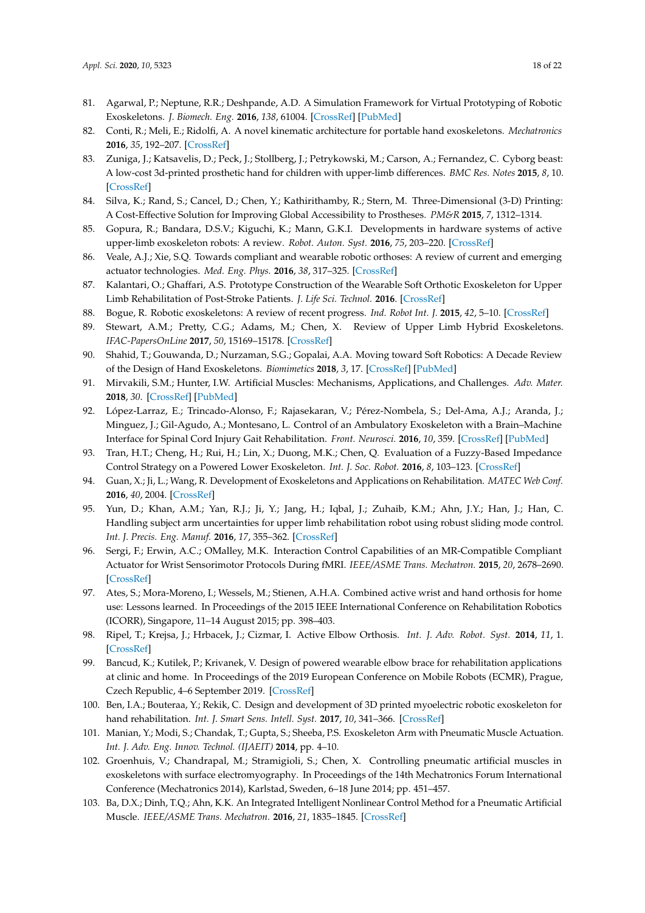81. Agarwal, P.; Neptune, R.R.; Deshpande, A.D. A Simulation Framework for Virtual Prototyping of Robotic Exoskeletons. *J. Biomech. Eng.* **2016**, *138*, 61004. [CrossRef] [PubMed]
82. Conti, R.; Meli, E.; Ridolfi, A. A novel kinematic architecture for portable hand exoskeletons. *Mechatronics* **2016**, *35*, 192–207. [CrossRef]
83. Zuniga, J.; Katsavelis, D.; Peck, J.; Stollberg, J.; Petrykowski, M.; Carson, A.; Fernandez, C. Cyborg beast: A low-cost 3d-printed prosthetic hand for children with upper-limb differences. *BMC Res. Notes* **2015**, *8*, 10. [CrossRef]
84. Silva, K.; Rand, S.; Cancel, D.; Chen, Y.; Kathirithamby, R.; Stern, M. Three-Dimensional (3-D) Printing: A Cost-Effective Solution for Improving Global Accessibility to Prostheses. *PM&R* **2015**, *7*, 1312–1314.
85. Gopura, R.; Bandara, D.S.V.; Kiguchi, K.; Mann, G.K.I. Developments in hardware systems of active upper-limb exoskeleton robots: A review. *Robot. Auton. Syst.* **2016**, *75*, 203–220. [CrossRef]
86. Veale, A.J.; Xie, S.Q. Towards compliant and wearable robotic orthoses: A review of current and emerging actuator technologies. *Med. Eng. Phys.* **2016**, *38*, 317–325. [CrossRef]
87. Kalantari, O.; Ghaffari, A.S. Prototype Construction of the Wearable Soft Orthotic Exoskeleton for Upper Limb Rehabilitation of Post-Stroke Patients. *J. Life Sci. Technol.* **2016**. [CrossRef]
88. Bogue, R. Robotic exoskeletons: A review of recent progress. *Ind. Robot Int. J.* **2015**, *42*, 5–10. [CrossRef]
89. Stewart, A.M.; Pretty, C.G.; Adams, M.; Chen, X. Review of Upper Limb Hybrid Exoskeletons. *IFAC-PapersOnLine* **2017**, *50*, 15169–15178. [CrossRef]
90. Shahid, T.; Gouwanda, D.; Nurzaman, S.G.; Gopalai, A.A. Moving toward Soft Robotics: A Decade Review of the Design of Hand Exoskeletons. *Biomimetics* **2018**, *3*, 17. [CrossRef] [PubMed]
91. Mirvakili, S.M.; Hunter, I.W. Artificial Muscles: Mechanisms, Applications, and Challenges. *Adv. Mater.* **2018**, *30*. [CrossRef] [PubMed]
92. López-Larraz, E.; Trincado-Alonso, F.; Rajasekaran, V.; Pérez-Nombela, S.; Del-Ama, A.J.; Aranda, J.; Minguez, J.; Gil-Agudo, A.; Montesano, L. Control of an Ambulatory Exoskeleton with a Brain–Machine Interface for Spinal Cord Injury Gait Rehabilitation. *Front. Neurosci.* **2016**, *10*, 359. [CrossRef] [PubMed]
93. Tran, H.T.; Cheng, H.; Rui, H.; Lin, X.; Duong, M.K.; Chen, Q. Evaluation of a Fuzzy-Based Impedance Control Strategy on a Powered Lower Exoskeleton. *Int. J. Soc. Robot.* **2016**, *8*, 103–123. [CrossRef]
94. Guan, X.; Ji, L.; Wang, R. Development of Exoskeletons and Applications on Rehabilitation. *MATEC Web Conf.* **2016**, *40*, 2004. [CrossRef]
95. Yun, D.; Khan, A.M.; Yan, R.J.; Ji, Y.; Jang, H.; Iqbal, J.; Zuhaib, K.M.; Ahn, J.Y.; Han, J.; Han, C. Handling subject arm uncertainties for upper limb rehabilitation robot using robust sliding mode control. *Int. J. Precis. Eng. Manuf.* **2016**, *17*, 355–362. [CrossRef]
96. Sergi, F.; Erwin, A.C.; OMalley, M.K. Interaction Control Capabilities of an MR-Compatible Compliant Actuator for Wrist Sensorimotor Protocols During fMRI. *IEEE/ASME Trans. Mechatron.* **2015**, *20*, 2678–2690. [CrossRef]
97. Ates, S.; Mora-Moreno, I.; Wessels, M.; Stienen, A.H.A. Combined active wrist and hand orthosis for home use: Lessons learned. In Proceedings of the 2015 IEEE International Conference on Rehabilitation Robotics (ICORR), Singapore, 11–14 August 2015; pp. 398–403.
98. Ripel, T.; Krejsa, J.; Hrbacek, J.; Cizmar, I. Active Elbow Orthosis. *Int. J. Adv. Robot. Syst.* **2014**, *11*, 1. [CrossRef]
99. Bancud, K.; Kutilek, P.; Krivanek, V. Design of powered wearable elbow brace for rehabilitation applications at clinic and home. In Proceedings of the 2019 European Conference on Mobile Robots (ECMR), Prague, Czech Republic, 4–6 September 2019. [CrossRef]
100. Ben, I.A.; Bouteraa, Y.; Rekik, C. Design and development of 3D printed myoelectric robotic exoskeleton for hand rehabilitation. *Int. J. Smart Sens. Intell. Syst.* **2017**, *10*, 341–366. [CrossRef]
101. Manian, Y.; Modi, S.; Chandak, T.; Gupta, S.; Sheeba, P.S. Exoskeleton Arm with Pneumatic Muscle Actuation. *Int. J. Adv. Eng. Innov. Technol. (IJAEIT)* **2014**, pp. 4–10.
102. Groenhuis, V.; Chandrapal, M.; Stramigioli, S.; Chen, X. Controlling pneumatic artificial muscles in exoskeletons with surface electromyography. In Proceedings of the 14th Mechatronics Forum International Conference (Mechatronics 2014), Karlstad, Sweden, 6–18 June 2014; pp. 451–457.
103. Ba, D.X.; Dinh, T.Q.; Ahn, K.K. An Integrated Intelligent Nonlinear Control Method for a Pneumatic Artificial Muscle. *IEEE/ASME Trans. Mechatron.* **2016**, *21*, 1835–1845. [CrossRef]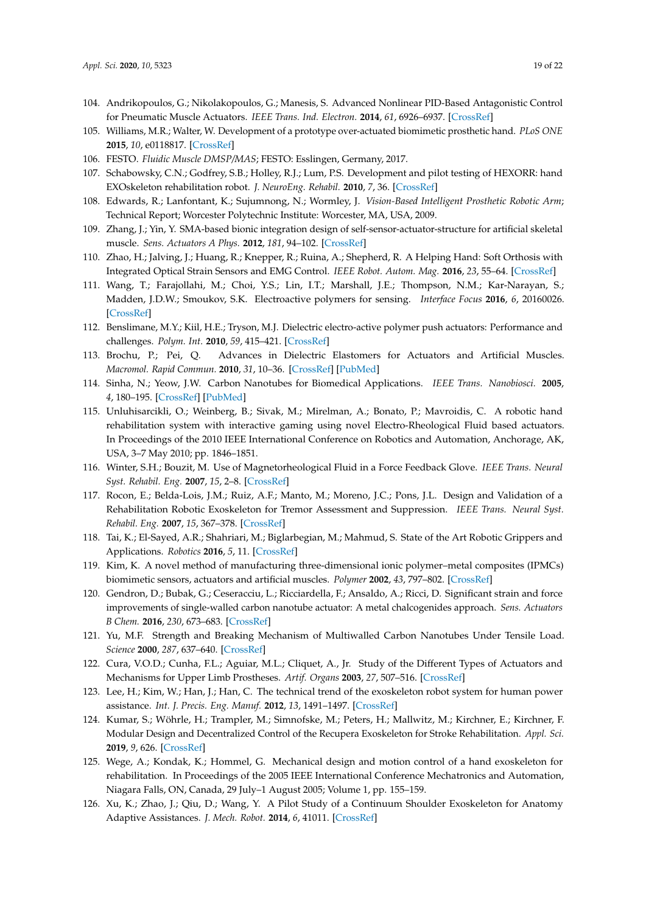104. Andrikopoulos, G.; Nikolakopoulos, G.; Manesis, S. Advanced Nonlinear PID-Based Antagonistic Control for Pneumatic Muscle Actuators. *IEEE Trans. Ind. Electron.* **2014**, *61*, 6926–6937. [CrossRef]
105. Williams, M.R.; Walter, W. Development of a prototype over-actuated biomimetic prosthetic hand. *PLoS ONE* **2015**, *10*, e0118817. [CrossRef]
106. FESTO. *Fluidic Muscle DMSP/MAS*; FESTO: Esslingen, Germany, 2017.
107. Schabowsky, C.N.; Godfrey, S.B.; Holley, R.J.; Lum, P.S. Development and pilot testing of HEXORR: hand EXOskeleton rehabilitation robot. *J. NeuroEng. Rehabil.* **2010**, *7*, 36. [CrossRef]
108. Edwards, R.; Lanfontant, K.; Sujumnong, N.; Wormley, J. *Vision-Based Intelligent Prosthetic Robotic Arm*; Technical Report; Worcester Polytechnic Institute: Worcester, MA, USA, 2009.
109. Zhang, J.; Yin, Y. SMA-based bionic integration design of self-sensor-actuator-structure for artificial skeletal muscle. *Sens. Actuators A Phys.* **2012**, *181*, 94–102. [CrossRef]
110. Zhao, H.; Jalving, J.; Huang, R.; Knepper, R.; Ruina, A.; Shepherd, R. A Helping Hand: Soft Orthosis with Integrated Optical Strain Sensors and EMG Control. *IEEE Robot. Autom. Mag.* **2016**, *23*, 55–64. [CrossRef]
111. Wang, T.; Farajollahi, M.; Choi, Y.S.; Lin, I.T.; Marshall, J.E.; Thompson, N.M.; Kar-Narayan, S.; Madden, J.D.W.; Smoukov, S.K. Electroactive polymers for sensing. *Interface Focus* **2016**, *6*, 20160026. [CrossRef]
112. Benslimane, M.Y.; Kiil, H.E.; Tryson, M.J. Dielectric electro-active polymer push actuators: Performance and challenges. *Polym. Int.* **2010**, *59*, 415–421. [CrossRef]
113. Brochu, P.; Pei, Q. Advances in Dielectric Elastomers for Actuators and Artificial Muscles. *Macromol. Rapid Commun.* **2010**, *31*, 10–36. [CrossRef] [PubMed]
114. Sinha, N.; Yeow, J.W. Carbon Nanotubes for Biomedical Applications. *IEEE Trans. Nanobiosci.* **2005**, *4*, 180–195. [CrossRef] [PubMed]
115. Unluhisarcikli, O.; Weinberg, B.; Sivak, M.; Mirelman, A.; Bonato, P.; Mavroidis, C. A robotic hand rehabilitation system with interactive gaming using novel Electro-Rheological Fluid based actuators. In Proceedings of the 2010 IEEE International Conference on Robotics and Automation, Anchorage, AK, USA, 3–7 May 2010; pp. 1846–1851.
116. Winter, S.H.; Bouzit, M. Use of Magnetorheological Fluid in a Force Feedback Glove. *IEEE Trans. Neural Syst. Rehabil. Eng.* **2007**, *15*, 2–8. [CrossRef]
117. Rocon, E.; Belda-Lois, J.M.; Ruiz, A.F.; Manto, M.; Moreno, J.C.; Pons, J.L. Design and Validation of a Rehabilitation Robotic Exoskeleton for Tremor Assessment and Suppression. *IEEE Trans. Neural Syst. Rehabil. Eng.* **2007**, *15*, 367–378. [CrossRef]
118. Tai, K.; El-Sayed, A.R.; Shahriari, M.; Biglarbegian, M.; Mahmud, S. State of the Art Robotic Grippers and Applications. *Robotics* **2016**, *5*, 11. [CrossRef]
119. Kim, K. A novel method of manufacturing three-dimensional ionic polymer–metal composites (IPMCs) biomimetic sensors, actuators and artificial muscles. *Polymer* **2002**, *43*, 797–802. [CrossRef]
120. Gendron, D.; Bubak, G.; Ceseracciu, L.; Ricciardella, F.; Ansaldo, A.; Ricci, D. Significant strain and force improvements of single-walled carbon nanotube actuator: A metal chalcogenides approach. *Sens. Actuators B Chem.* **2016**, *230*, 673–683. [CrossRef]
121. Yu, M.F. Strength and Breaking Mechanism of Multiwalled Carbon Nanotubes Under Tensile Load. *Science* **2000**, *287*, 637–640. [CrossRef]
122. Cura, V.O.D.; Cunha, F.L.; Aguiar, M.L.; Cliquet, A., Jr. Study of the Different Types of Actuators and Mechanisms for Upper Limb Prostheses. *Artif. Organs* **2003**, *27*, 507–516. [CrossRef]
123. Lee, H.; Kim, W.; Han, J.; Han, C. The technical trend of the exoskeleton robot system for human power assistance. *Int. J. Precis. Eng. Manuf.* **2012**, *13*, 1491–1497. [CrossRef]
124. Kumar, S.; Wöhrle, H.; Trampler, M.; Simnofske, M.; Peters, H.; Mallwitz, M.; Kirchner, E.; Kirchner, F. Modular Design and Decentralized Control of the Recupera Exoskeleton for Stroke Rehabilitation. *Appl. Sci.* **2019**, *9*, 626. [CrossRef]
125. Wege, A.; Kondak, K.; Hommel, G. Mechanical design and motion control of a hand exoskeleton for rehabilitation. In Proceedings of the 2005 IEEE International Conference Mechatronics and Automation, Niagara Falls, ON, Canada, 29 July–1 August 2005; Volume 1, pp. 155–159.
126. Xu, K.; Zhao, J.; Qiu, D.; Wang, Y. A Pilot Study of a Continuum Shoulder Exoskeleton for Anatomy Adaptive Assistances. *J. Mech. Robot.* **2014**, *6*, 41011. [CrossRef]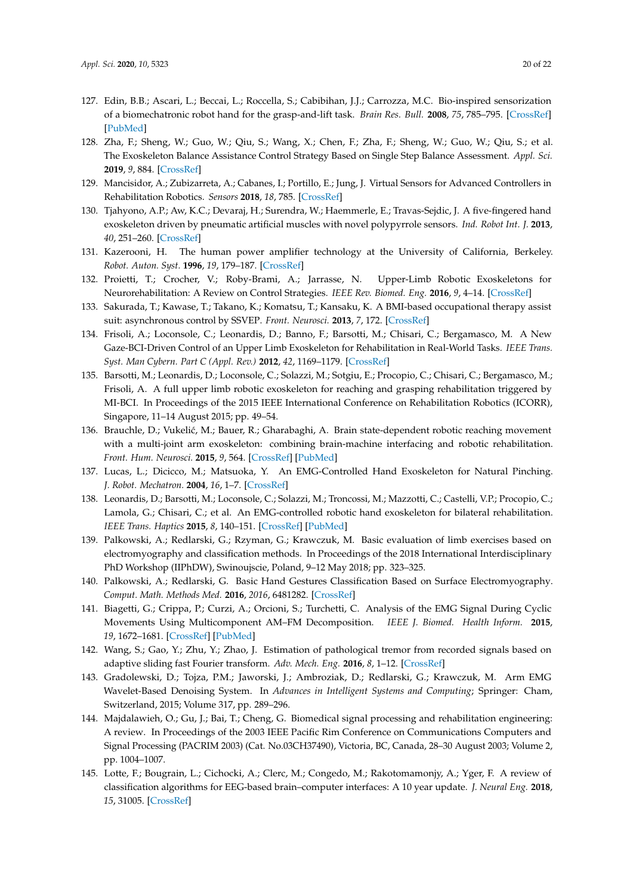127. Edin, B.B.; Ascari, L.; Beccai, L.; Roccella, S.; Cabibihan, J.J.; Carrozza, M.C. Bio-inspired sensorization of a biomechatronic robot hand for the grasp-and-lift task. *Brain Res. Bull.* **2008**, *75*, 785–795. [CrossRef] [PubMed]
128. Zha, F.; Sheng, W.; Guo, W.; Qiu, S.; Wang, X.; Chen, F.; Zha, F.; Sheng, W.; Guo, W.; Qiu, S.; et al. The Exoskeleton Balance Assistance Control Strategy Based on Single Step Balance Assessment. *Appl. Sci.* **2019**, *9*, 884. [CrossRef]
129. Mancisidor, A.; Zubizarreta, A.; Cabanes, I.; Portillo, E.; Jung, J. Virtual Sensors for Advanced Controllers in Rehabilitation Robotics. *Sensors* **2018**, *18*, 785. [CrossRef]
130. Tjahyono, A.P.; Aw, K.C.; Devaraj, H.; Surendra, W.; Haemmerle, E.; Travas-Sejdic, J. A five-fingered hand exoskeleton driven by pneumatic artificial muscles with novel polypyrrole sensors. *Ind. Robot Int. J.* **2013**, *40*, 251–260. [CrossRef]
131. Kazerooni, H. The human power amplifier technology at the University of California, Berkeley. *Robot. Auton. Syst.* **1996**, *19*, 179–187. [CrossRef]
132. Proietti, T.; Crocher, V.; Roby-Brami, A.; Jarrasse, N. Upper-Limb Robotic Exoskeletons for Neurorehabilitation: A Review on Control Strategies. *IEEE Rev. Biomed. Eng.* **2016**, *9*, 4–14. [CrossRef]
133. Sakurada, T.; Kawase, T.; Takano, K.; Komatsu, T.; Kansaku, K. A BMI-based occupational therapy assist suit: asynchronous control by SSVEP. *Front. Neurosci.* **2013**, *7*, 172. [CrossRef]
134. Frisoli, A.; Loconsole, C.; Leonardis, D.; Banno, F.; Barsotti, M.; Chisari, C.; Bergamasco, M. A New Gaze-BCI-Driven Control of an Upper Limb Exoskeleton for Rehabilitation in Real-World Tasks. *IEEE Trans. Syst. Man Cybern. Part C (Appl. Rev.)* **2012**, *42*, 1169–1179. [CrossRef]
135. Barsotti, M.; Leonardis, D.; Loconsole, C.; Solazzi, M.; Sotgiu, E.; Procopio, C.; Chisari, C.; Bergamasco, M.; Frisoli, A. A full upper limb robotic exoskeleton for reaching and grasping rehabilitation triggered by MI-BCI. In Proceedings of the 2015 IEEE International Conference on Rehabilitation Robotics (ICORR), Singapore, 11–14 August 2015; pp. 49–54.
136. Brauchle, D.; Vukelić, M.; Bauer, R.; Gharabaghi, A. Brain state-dependent robotic reaching movement with a multi-joint arm exoskeleton: combining brain-machine interfacing and robotic rehabilitation. *Front. Hum. Neurosci.* **2015**, *9*, 564. [CrossRef] [PubMed]
137. Lucas, L.; Dicicco, M.; Matsuoka, Y. An EMG-Controlled Hand Exoskeleton for Natural Pinching. *J. Robot. Mechatron.* **2004**, *16*, 1–7. [CrossRef]
138. Leonardis, D.; Barsotti, M.; Loconsole, C.; Solazzi, M.; Troncossi, M.; Mazzotti, C.; Castelli, V.P.; Procopio, C.; Lamola, G.; Chisari, C.; et al. An EMG-controlled robotic hand exoskeleton for bilateral rehabilitation. *IEEE Trans. Haptics* **2015**, *8*, 140–151. [CrossRef] [PubMed]
139. Palkowski, A.; Redlarski, G.; Rzyman, G.; Krawczuk, M. Basic evaluation of limb exercises based on electromyography and classification methods. In Proceedings of the 2018 International Interdisciplinary PhD Workshop (IIPhDW), Swinoujscie, Poland, 9–12 May 2018; pp. 323–325.
140. Palkowski, A.; Redlarski, G. Basic Hand Gestures Classification Based on Surface Electromyography. *Comput. Math. Methods Med.* **2016**, *2016*, 6481282. [CrossRef]
141. Biagetti, G.; Crippa, P.; Curzi, A.; Orcioni, S.; Turchetti, C. Analysis of the EMG Signal During Cyclic Movements Using Multicomponent AM–FM Decomposition. *IEEE J. Biomed. Health Inform.* **2015**, *19*, 1672–1681. [CrossRef] [PubMed]
142. Wang, S.; Gao, Y.; Zhu, Y.; Zhao, J. Estimation of pathological tremor from recorded signals based on adaptive sliding fast Fourier transform. *Adv. Mech. Eng.* **2016**, *8*, 1–12. [CrossRef]
143. Gradolewski, D.; Tojza, P.M.; Jaworski, J.; Ambroziak, D.; Redlarski, G.; Krawczuk, M. Arm EMG Wavelet-Based Denoising System. In *Advances in Intelligent Systems and Computing*; Springer: Cham, Switzerland, 2015; Volume 317, pp. 289–296.
144. Majdalawieh, O.; Gu, J.; Bai, T.; Cheng, G. Biomedical signal processing and rehabilitation engineering: A review. In Proceedings of the 2003 IEEE Pacific Rim Conference on Communications Computers and Signal Processing (PACRIM 2003) (Cat. No.03CH37490), Victoria, BC, Canada, 28–30 August 2003; Volume 2, pp. 1004–1007.
145. Lotte, F.; Bougrain, L.; Cichocki, A.; Clerc, M.; Congedo, M.; Rakotomamonjy, A.; Yger, F. A review of classification algorithms for EEG-based brain–computer interfaces: A 10 year update. *J. Neural Eng.* **2018**, *15*, 31005. [CrossRef]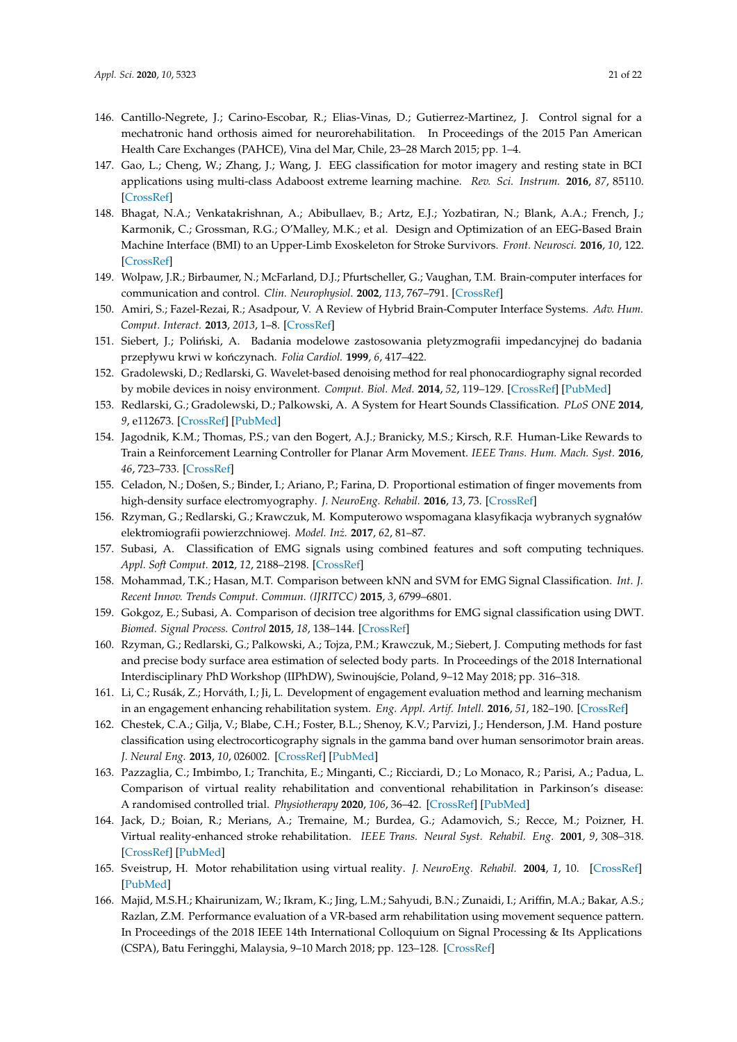146. Cantillo-Negrete, J.; Carino-Escobar, R.; Elias-Vinas, D.; Gutierrez-Martinez, J. Control signal for a mechatronic hand orthosis aimed for neurorehabilitation. In Proceedings of the 2015 Pan American Health Care Exchanges (PAHCE), Vina del Mar, Chile, 23–28 March 2015; pp. 1–4.
147. Gao, L.; Cheng, W.; Zhang, J.; Wang, J. EEG classification for motor imagery and resting state in BCI applications using multi-class Adaboost extreme learning machine. *Rev. Sci. Instrum.* **2016**, *87*, 85110. [CrossRef]
148. Bhagat, N.A.; Venkatakrishnan, A.; Abibullaev, B.; Artz, E.J.; Yozbatiran, N.; Blank, A.A.; French, J.; Karmonik, C.; Grossman, R.G.; O'Malley, M.K.; et al. Design and Optimization of an EEG-Based Brain Machine Interface (BMI) to an Upper-Limb Exoskeleton for Stroke Survivors. *Front. Neurosci.* **2016**, *10*, 122. [CrossRef]
149. Wolpaw, J.R.; Birbaumer, N.; McFarland, D.J.; Pfurtscheller, G.; Vaughan, T.M. Brain-computer interfaces for communication and control. *Clin. Neurophysiol.* **2002**, *113*, 767–791. [CrossRef]
150. Amiri, S.; Fazel-Rezai, R.; Asadpour, V. A Review of Hybrid Brain-Computer Interface Systems. *Adv. Hum. Comput. Interact.* **2013**, *2013*, 1–8. [CrossRef]
151. Siebert, J.; Poliński, A. Badania modelowe zastosowania pletyzmografii impedancyjnej do badania przepływu krwi w kończynach. *Folia Cardiol.* **1999**, *6*, 417–422.
152. Gradolewski, D.; Redlarski, G. Wavelet-based denoising method for real phonocardiography signal recorded by mobile devices in noisy environment. *Comput. Biol. Med.* **2014**, *52*, 119–129. [CrossRef] [PubMed]
153. Redlarski, G.; Gradolewski, D.; Palkowski, A. A System for Heart Sounds Classification. *PLoS ONE* **2014**, *9*, e112673. [CrossRef] [PubMed]
154. Jagodnik, K.M.; Thomas, P.S.; van den Bogert, A.J.; Branicky, M.S.; Kirsch, R.F. Human-Like Rewards to Train a Reinforcement Learning Controller for Planar Arm Movement. *IEEE Trans. Hum. Mach. Syst.* **2016**, *46*, 723–733. [CrossRef]
155. Celadon, N.; Došen, S.; Binder, I.; Ariano, P.; Farina, D. Proportional estimation of finger movements from high-density surface electromyography. *J. NeuroEng. Rehabil.* **2016**, *13*, 73. [CrossRef]
156. Rzyman, G.; Redlarski, G.; Krawczuk, M. Komputerowo wspomagana klasyfikacja wybranych sygnałów elektromiografii powierzchniowej. *Model. Inż.* **2017**, *62*, 81–87.
157. Subasi, A. Classification of EMG signals using combined features and soft computing techniques. *Appl. Soft Comput.* **2012**, *12*, 2188–2198. [CrossRef]
158. Mohammad, T.K.; Hasan, M.T. Comparison between kNN and SVM for EMG Signal Classification. *Int. J. Recent Innov. Trends Comput. Commun. (IJRITCC)* **2015**, *3*, 6799–6801.
159. Gokgoz, E.; Subasi, A. Comparison of decision tree algorithms for EMG signal classification using DWT. *Biomed. Signal Process. Control* **2015**, *18*, 138–144. [CrossRef]
160. Rzyman, G.; Redlarski, G.; Palkowski, A.; Tojza, P.M.; Krawczuk, M.; Siebert, J. Computing methods for fast and precise body surface area estimation of selected body parts. In Proceedings of the 2018 International Interdisciplinary PhD Workshop (IIPhDW), Swinoujście, Poland, 9–12 May 2018; pp. 316–318.
161. Li, C.; Rusák, Z.; Horváth, I.; Ji, L. Development of engagement evaluation method and learning mechanism in an engagement enhancing rehabilitation system. *Eng. Appl. Artif. Intell.* **2016**, *51*, 182–190. [CrossRef]
162. Chestek, C.A.; Gilja, V.; Blabe, C.H.; Foster, B.L.; Shenoy, K.V.; Parvizi, J.; Henderson, J.M. Hand posture classification using electrocorticography signals in the gamma band over human sensorimotor brain areas. *J. Neural Eng.* **2013**, *10*, 026002. [CrossRef] [PubMed]
163. Pazzaglia, C.; Imbimbo, I.; Tranchita, E.; Minganti, C.; Ricciardi, D.; Lo Monaco, R.; Parisi, A.; Padua, L. Comparison of virtual reality rehabilitation and conventional rehabilitation in Parkinson's disease: A randomised controlled trial. *Physiotherapy* **2020**, *106*, 36–42. [CrossRef] [PubMed]
164. Jack, D.; Boian, R.; Merians, A.; Tremaine, M.; Burdea, G.; Adamovich, S.; Recce, M.; Poizner, H. Virtual reality-enhanced stroke rehabilitation. *IEEE Trans. Neural Syst. Rehabil. Eng.* **2001**, *9*, 308–318. [CrossRef] [PubMed]
165. Sveistrup, H. Motor rehabilitation using virtual reality. *J. NeuroEng. Rehabil.* **2004**, *1*, 10. [CrossRef] [PubMed]
166. Majid, M.S.H.; Khairunizam, W.; Ikram, K.; Jing, L.M.; Sahyudi, B.N.; Zunaidi, I.; Ariffin, M.A.; Bakar, A.S.; Razlan, Z.M. Performance evaluation of a VR-based arm rehabilitation using movement sequence pattern. In Proceedings of the 2018 IEEE 14th International Colloquium on Signal Processing & Its Applications (CSPA), Batu Feringghi, Malaysia, 9–10 March 2018; pp. 123–128. [CrossRef]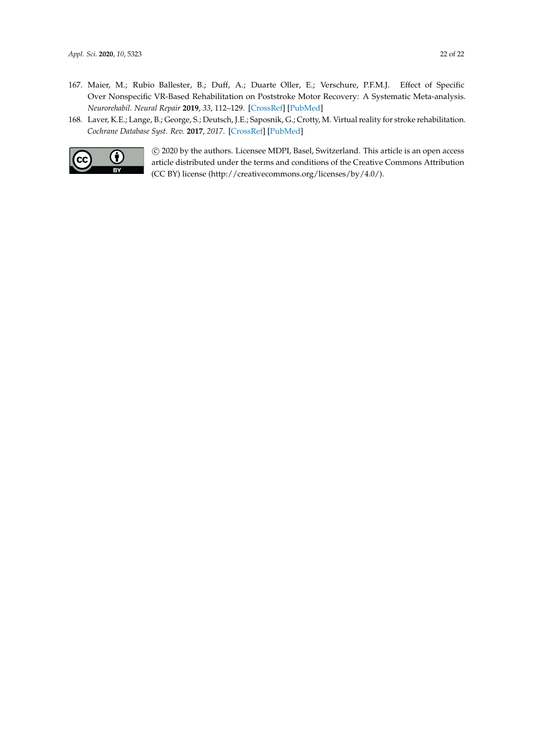167. Maier, M.; Rubio Ballester, B.; Duff, A.; Duarte Oller, E.; Verschure, P.F.M.J. Effect of Specific Over Nonspecific VR-Based Rehabilitation on Poststroke Motor Recovery: A Systematic Meta-analysis. *Neurorehabil. Neural Repair* **2019**, *33*, 112–129. [CrossRef] [PubMed]

168. Laver, K.E.; Lange, B.; George, S.; Deutsch, J.E.; Saposnik, G.; Crotty, M. Virtual reality for stroke rehabilitation. *Cochrane Database Syst. Rev.* **2017**, *2017*. [CrossRef] [PubMed]

© 2020 by the authors. Licensee MDPI, Basel, Switzerland. This article is an open access article distributed under the terms and conditions of the Creative Commons Attribution (CC BY) license (http://creativecommons.org/licenses/by/4.0/).